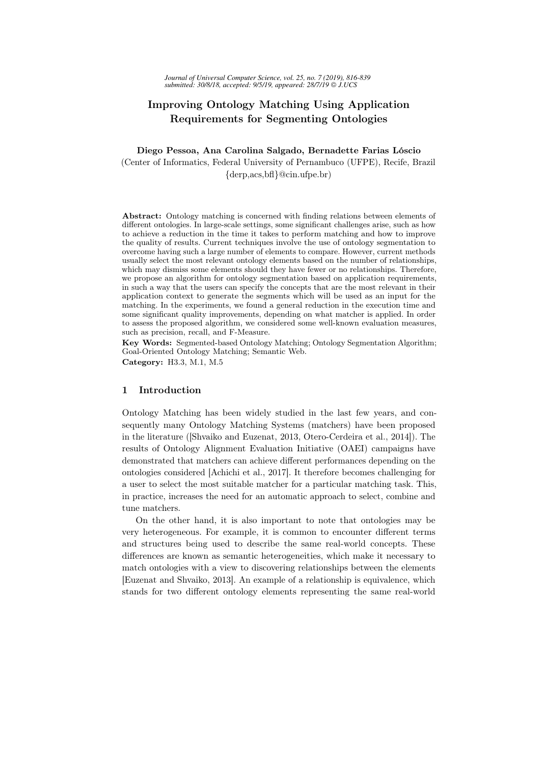# Improving Ontology Matching Using Application Requirements for Segmenting Ontologies

**Diego Pessoa, Ana Carolina Salgado, Bernadette Farias Lóscio**
(Center of Informatics, Federal University of Pernambuco (UFPE), Recife, Brazil
{derp,acs,bfl}@cin.ufpe.br)

**Abstract:** Ontology matching is concerned with finding relations between elements of different ontologies. In large-scale settings, some significant challenges arise, such as how to achieve a reduction in the time it takes to perform matching and how to improve the quality of results. Current techniques involve the use of ontology segmentation to overcome having such a large number of elements to compare. However, current methods usually select the most relevant ontology elements based on the number of relationships, which may dismiss some elements should they have fewer or no relationships. Therefore, we propose an algorithm for ontology segmentation based on application requirements, in such a way that the users can specify the concepts that are the most relevant in their application context to generate the segments which will be used as an input for the matching. In the experiments, we found a general reduction in the execution time and some significant quality improvements, depending on what matcher is applied. In order to assess the proposed algorithm, we considered some well-known evaluation measures, such as precision, recall, and F-Measure.

**Key Words:** Segmented-based Ontology Matching; Ontology Segmentation Algorithm; Goal-Oriented Ontology Matching; Semantic Web.

**Category:** H3.3, M.1, M.5

## 1 Introduction

Ontology Matching has been widely studied in the last few years, and consequently many Ontology Matching Systems (matchers) have been proposed in the literature ([Shvaiko and Euzenat, 2013, Otero-Cerdeira et al., 2014]). The results of Ontology Alignment Evaluation Initiative (OAEI) campaigns have demonstrated that matchers can achieve different performances depending on the ontologies considered [Achichi et al., 2017]. It therefore becomes challenging for a user to select the most suitable matcher for a particular matching task. This, in practice, increases the need for an automatic approach to select, combine and tune matchers.

On the other hand, it is also important to note that ontologies may be very heterogeneous. For example, it is common to encounter different terms and structures being used to describe the same real-world concepts. These differences are known as semantic heterogeneities, which make it necessary to match ontologies with a view to discovering relationships between the elements [Euzenat and Shvaiko, 2013]. An example of a relationship is equivalence, which stands for two different ontology elements representing the same real-world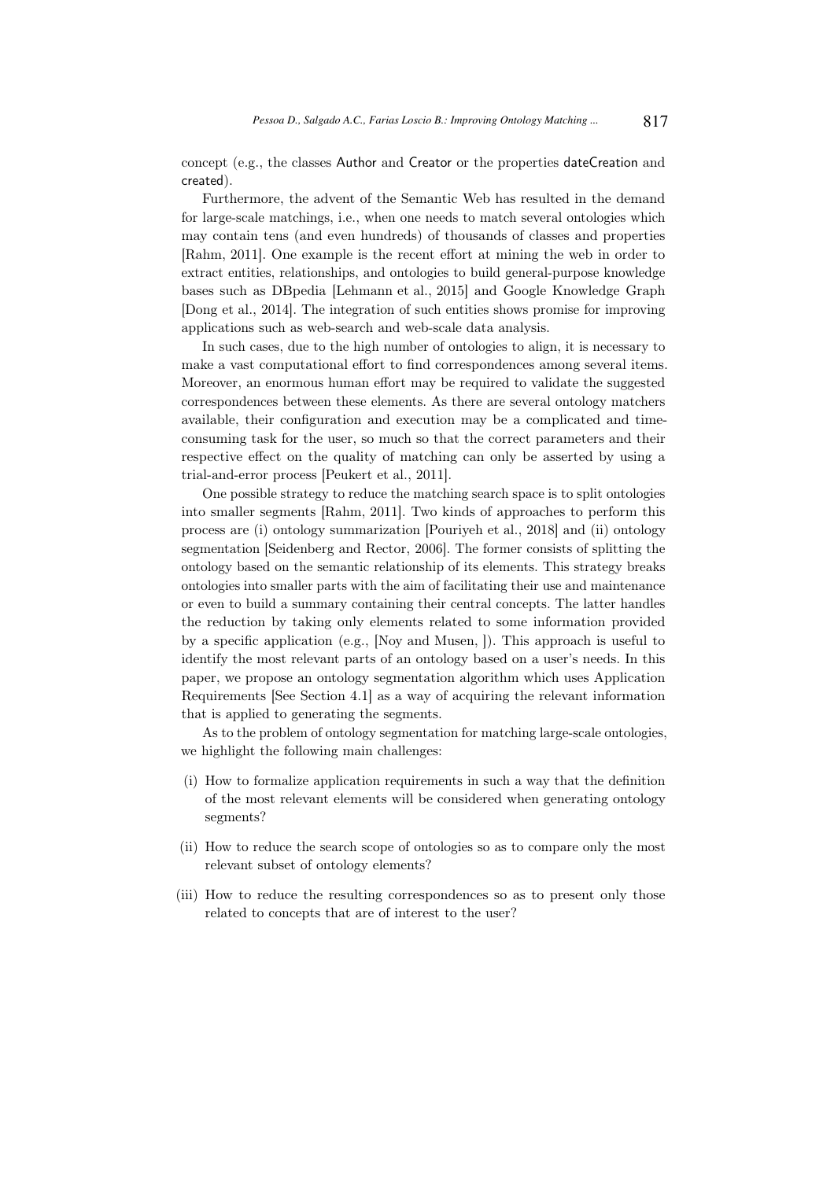concept (e.g., the classes Author and Creator or the properties dateCreation and created).

Furthermore, the advent of the Semantic Web has resulted in the demand for large-scale matchings, i.e., when one needs to match several ontologies which may contain tens (and even hundreds) of thousands of classes and properties [Rahm, 2011]. One example is the recent effort at mining the web in order to extract entities, relationships, and ontologies to build general-purpose knowledge bases such as DBpedia [Lehmann et al., 2015] and Google Knowledge Graph [Dong et al., 2014]. The integration of such entities shows promise for improving applications such as web-search and web-scale data analysis.

In such cases, due to the high number of ontologies to align, it is necessary to make a vast computational effort to find correspondences among several items. Moreover, an enormous human effort may be required to validate the suggested correspondences between these elements. As there are several ontology matchers available, their configuration and execution may be a complicated and time-consuming task for the user, so much so that the correct parameters and their respective effect on the quality of matching can only be asserted by using a trial-and-error process [Peukert et al., 2011].

One possible strategy to reduce the matching search space is to split ontologies into smaller segments [Rahm, 2011]. Two kinds of approaches to perform this process are (i) ontology summarization [Pouriyeh et al., 2018] and (ii) ontology segmentation [Seidenberg and Rector, 2006]. The former consists of splitting the ontology based on the semantic relationship of its elements. This strategy breaks ontologies into smaller parts with the aim of facilitating their use and maintenance or even to build a summary containing their central concepts. The latter handles the reduction by taking only elements related to some information provided by a specific application (e.g., [Noy and Musen, ]). This approach is useful to identify the most relevant parts of an ontology based on a user's needs. In this paper, we propose an ontology segmentation algorithm which uses Application Requirements [See Section 4.1] as a way of acquiring the relevant information that is applied to generating the segments.

As to the problem of ontology segmentation for matching large-scale ontologies, we highlight the following main challenges:

(i) How to formalize application requirements in such a way that the definition of the most relevant elements will be considered when generating ontology segments?

(ii) How to reduce the search scope of ontologies so as to compare only the most relevant subset of ontology elements?

(iii) How to reduce the resulting correspondences so as to present only those related to concepts that are of interest to the user?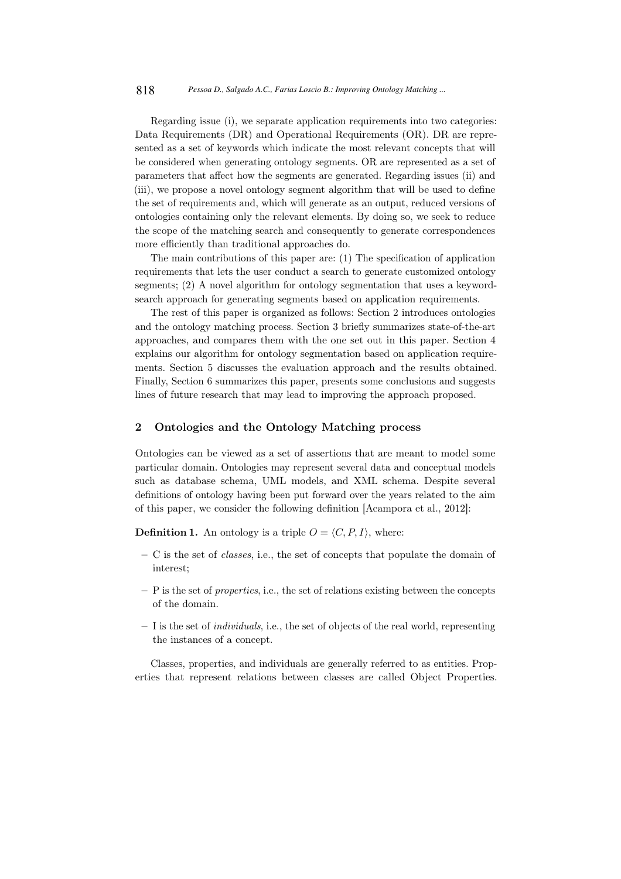Regarding issue (i), we separate application requirements into two categories: Data Requirements (DR) and Operational Requirements (OR). DR are represented as a set of keywords which indicate the most relevant concepts that will be considered when generating ontology segments. OR are represented as a set of parameters that affect how the segments are generated. Regarding issues (ii) and (iii), we propose a novel ontology segment algorithm that will be used to define the set of requirements and, which will generate as an output, reduced versions of ontologies containing only the relevant elements. By doing so, we seek to reduce the scope of the matching search and consequently to generate correspondences more efficiently than traditional approaches do.

The main contributions of this paper are: (1) The specification of application requirements that lets the user conduct a search to generate customized ontology segments; (2) A novel algorithm for ontology segmentation that uses a keyword-search approach for generating segments based on application requirements.

The rest of this paper is organized as follows: Section 2 introduces ontologies and the ontology matching process. Section 3 briefly summarizes state-of-the-art approaches, and compares them with the one set out in this paper. Section 4 explains our algorithm for ontology segmentation based on application requirements. Section 5 discusses the evaluation approach and the results obtained. Finally, Section 6 summarizes this paper, presents some conclusions and suggests lines of future research that may lead to improving the approach proposed.

## 2 Ontologies and the Ontology Matching process

Ontologies can be viewed as a set of assertions that are meant to model some particular domain. Ontologies may represent several data and conceptual models such as database schema, UML models, and XML schema. Despite several definitions of ontology having been put forward over the years related to the aim of this paper, we consider the following definition [Acampora et al., 2012]:

**Definition 1.** An ontology is a triple $O = \langle C, P, I \rangle$, where:

- C is the set of *classes*, i.e., the set of concepts that populate the domain of interest;
- P is the set of *properties*, i.e., the set of relations existing between the concepts of the domain.
- I is the set of *individuals*, i.e., the set of objects of the real world, representing the instances of a concept.

Classes, properties, and individuals are generally referred to as entities. Properties that represent relations between classes are called Object Properties.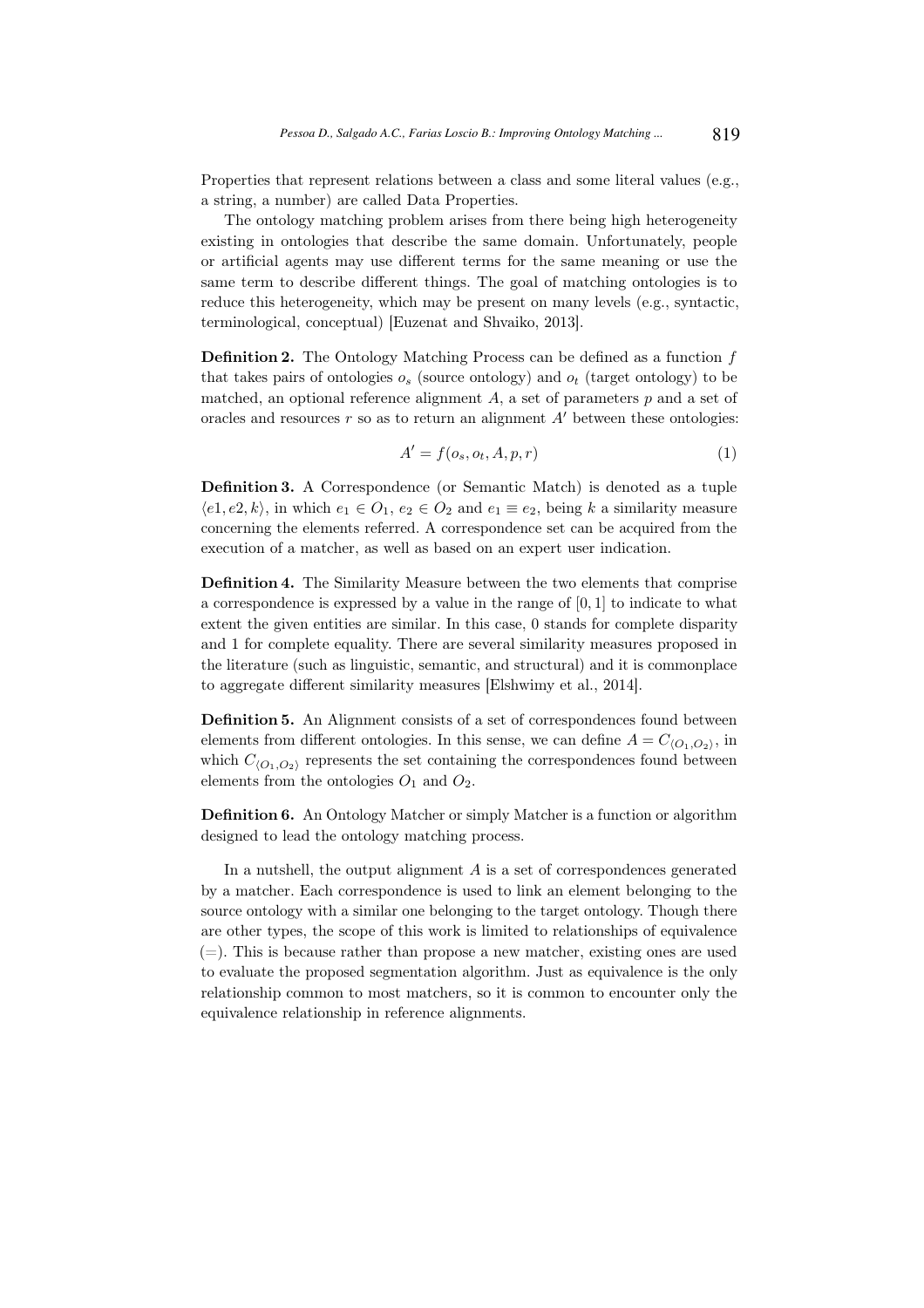Properties that represent relations between a class and some literal values (e.g., a string, a number) are called Data Properties.

The ontology matching problem arises from there being high heterogeneity existing in ontologies that describe the same domain. Unfortunately, people or artificial agents may use different terms for the same meaning or use the same term to describe different things. The goal of matching ontologies is to reduce this heterogeneity, which may be present on many levels (e.g., syntactic, terminological, conceptual) [Euzenat and Shvaiko, 2013].

**Definition 2.** The Ontology Matching Process can be defined as a function $f$ that takes pairs of ontologies $o_s$ (source ontology) and $o_t$ (target ontology) to be matched, an optional reference alignment $A$, a set of parameters $p$ and a set of oracles and resources $r$ so as to return an alignment $A'$ between these ontologies:

$$A' = f(o_s, o_t, A, p, r) \tag{1}$$

**Definition 3.** A Correspondence (or Semantic Match) is denoted as a tuple $\langle e1, e2, k \rangle$, in which $e_1 \in O_1$, $e_2 \in O_2$ and $e_1 \equiv e_2$, being $k$ a similarity measure concerning the elements referred. A correspondence set can be acquired from the execution of a matcher, as well as based on an expert user indication.

**Definition 4.** The Similarity Measure between the two elements that comprise a correspondence is expressed by a value in the range of $[0, 1]$ to indicate to what extent the given entities are similar. In this case, 0 stands for complete disparity and 1 for complete equality. There are several similarity measures proposed in the literature (such as linguistic, semantic, and structural) and it is commonplace to aggregate different similarity measures [Elshwimy et al., 2014].

**Definition 5.** An Alignment consists of a set of correspondences found between elements from different ontologies. In this sense, we can define $A = C_{\langle O_1, O_2 \rangle}$, in which $C_{\langle O_1, O_2 \rangle}$ represents the set containing the correspondences found between elements from the ontologies $O_1$ and $O_2$.

**Definition 6.** An Ontology Matcher or simply Matcher is a function or algorithm designed to lead the ontology matching process.

In a nutshell, the output alignment $A$ is a set of correspondences generated by a matcher. Each correspondence is used to link an element belonging to the source ontology with a similar one belonging to the target ontology. Though there are other types, the scope of this work is limited to relationships of equivalence ($=$). This is because rather than propose a new matcher, existing ones are used to evaluate the proposed segmentation algorithm. Just as equivalence is the only relationship common to most matchers, so it is common to encounter only the equivalence relationship in reference alignments.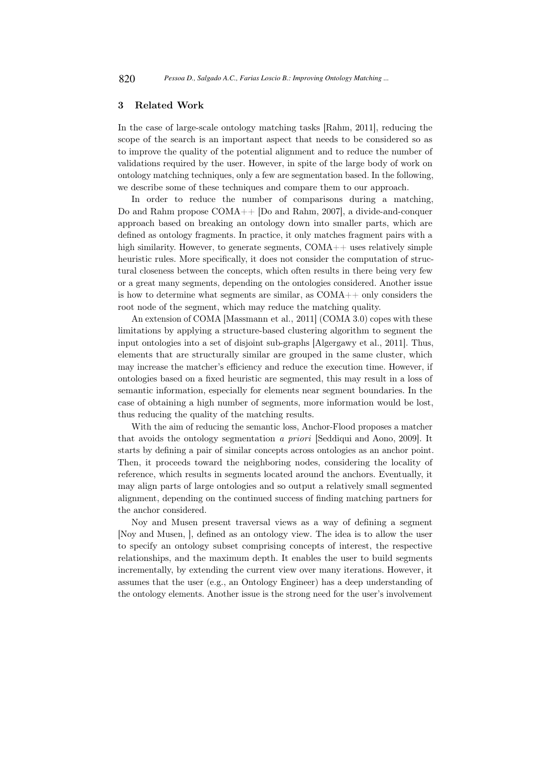## 3 Related Work

In the case of large-scale ontology matching tasks [Rahm, 2011], reducing the scope of the search is an important aspect that needs to be considered so as to improve the quality of the potential alignment and to reduce the number of validations required by the user. However, in spite of the large body of work on ontology matching techniques, only a few are segmentation based. In the following, we describe some of these techniques and compare them to our approach.

In order to reduce the number of comparisons during a matching, Do and Rahm propose COMA++ [Do and Rahm, 2007], a divide-and-conquer approach based on breaking an ontology down into smaller parts, which are defined as ontology fragments. In practice, it only matches fragment pairs with a high similarity. However, to generate segments, COMA++ uses relatively simple heuristic rules. More specifically, it does not consider the computation of structural closeness between the concepts, which often results in there being very few or a great many segments, depending on the ontologies considered. Another issue is how to determine what segments are similar, as COMA++ only considers the root node of the segment, which may reduce the matching quality.

An extension of COMA [Massmann et al., 2011] (COMA 3.0) copes with these limitations by applying a structure-based clustering algorithm to segment the input ontologies into a set of disjoint sub-graphs [Algergawy et al., 2011]. Thus, elements that are structurally similar are grouped in the same cluster, which may increase the matcher's efficiency and reduce the execution time. However, if ontologies based on a fixed heuristic are segmented, this may result in a loss of semantic information, especially for elements near segment boundaries. In the case of obtaining a high number of segments, more information would be lost, thus reducing the quality of the matching results.

With the aim of reducing the semantic loss, Anchor-Flood proposes a matcher that avoids the ontology segmentation *a priori* [Seddiqui and Aono, 2009]. It starts by defining a pair of similar concepts across ontologies as an anchor point. Then, it proceeds toward the neighboring nodes, considering the locality of reference, which results in segments located around the anchors. Eventually, it may align parts of large ontologies and so output a relatively small segmented alignment, depending on the continued success of finding matching partners for the anchor considered.

Noy and Musen present traversal views as a way of defining a segment [Noy and Musen, ], defined as an ontology view. The idea is to allow the user to specify an ontology subset comprising concepts of interest, the respective relationships, and the maximum depth. It enables the user to build segments incrementally, by extending the current view over many iterations. However, it assumes that the user (e.g., an Ontology Engineer) has a deep understanding of the ontology elements. Another issue is the strong need for the user's involvement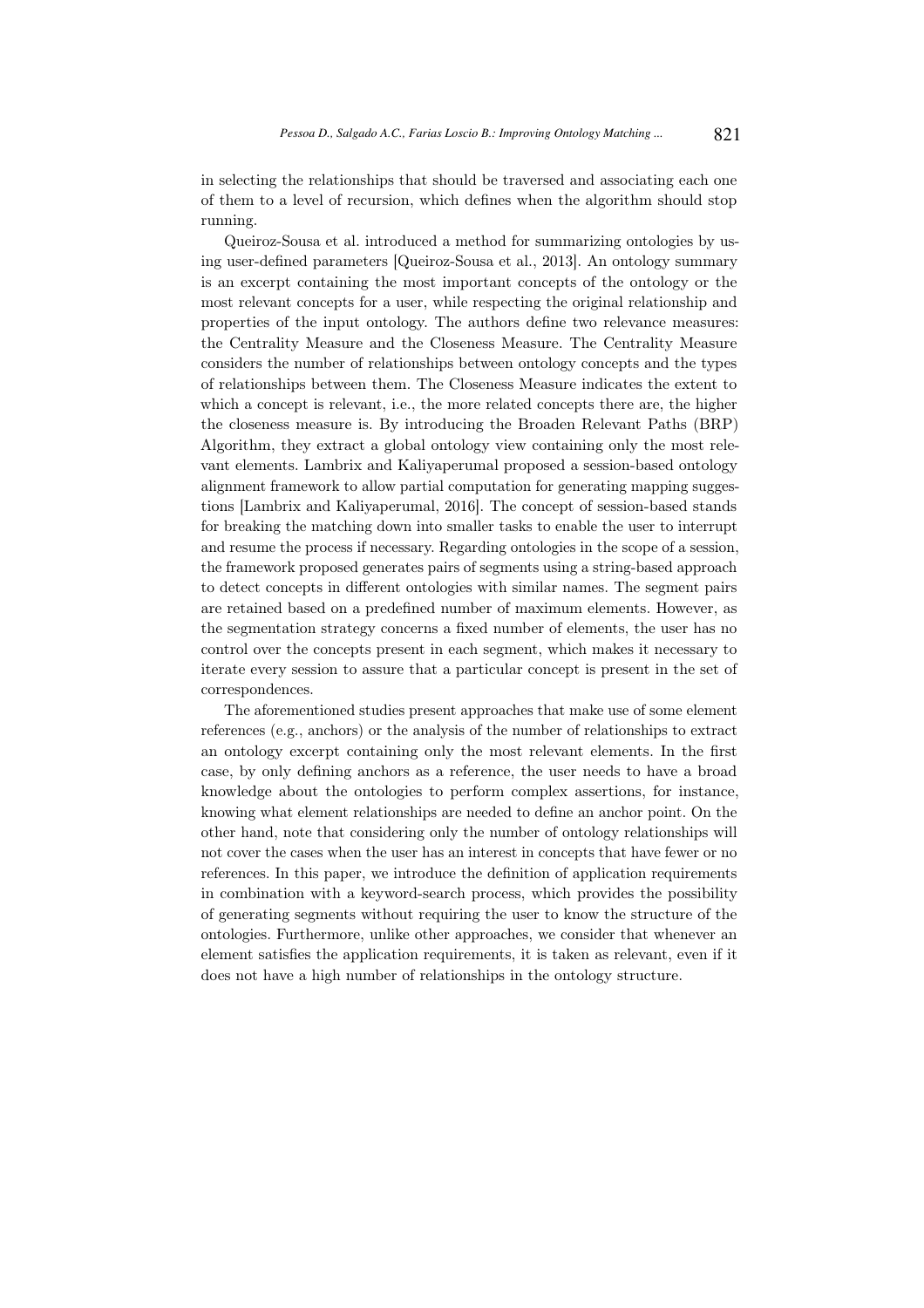in selecting the relationships that should be traversed and associating each one of them to a level of recursion, which defines when the algorithm should stop running.

Queiroz-Sousa et al. introduced a method for summarizing ontologies by using user-defined parameters [Queiroz-Sousa et al., 2013]. An ontology summary is an excerpt containing the most important concepts of the ontology or the most relevant concepts for a user, while respecting the original relationship and properties of the input ontology. The authors define two relevance measures: the Centrality Measure and the Closeness Measure. The Centrality Measure considers the number of relationships between ontology concepts and the types of relationships between them. The Closeness Measure indicates the extent to which a concept is relevant, i.e., the more related concepts there are, the higher the closeness measure is. By introducing the Broaden Relevant Paths (BRP) Algorithm, they extract a global ontology view containing only the most relevant elements. Lambrix and Kaliyaperumal proposed a session-based ontology alignment framework to allow partial computation for generating mapping suggestions [Lambrix and Kaliyaperumal, 2016]. The concept of session-based stands for breaking the matching down into smaller tasks to enable the user to interrupt and resume the process if necessary. Regarding ontologies in the scope of a session, the framework proposed generates pairs of segments using a string-based approach to detect concepts in different ontologies with similar names. The segment pairs are retained based on a predefined number of maximum elements. However, as the segmentation strategy concerns a fixed number of elements, the user has no control over the concepts present in each segment, which makes it necessary to iterate every session to assure that a particular concept is present in the set of correspondences.

The aforementioned studies present approaches that make use of some element references (e.g., anchors) or the analysis of the number of relationships to extract an ontology excerpt containing only the most relevant elements. In the first case, by only defining anchors as a reference, the user needs to have a broad knowledge about the ontologies to perform complex assertions, for instance, knowing what element relationships are needed to define an anchor point. On the other hand, note that considering only the number of ontology relationships will not cover the cases when the user has an interest in concepts that have fewer or no references. In this paper, we introduce the definition of application requirements in combination with a keyword-search process, which provides the possibility of generating segments without requiring the user to know the structure of the ontologies. Furthermore, unlike other approaches, we consider that whenever an element satisfies the application requirements, it is taken as relevant, even if it does not have a high number of relationships in the ontology structure.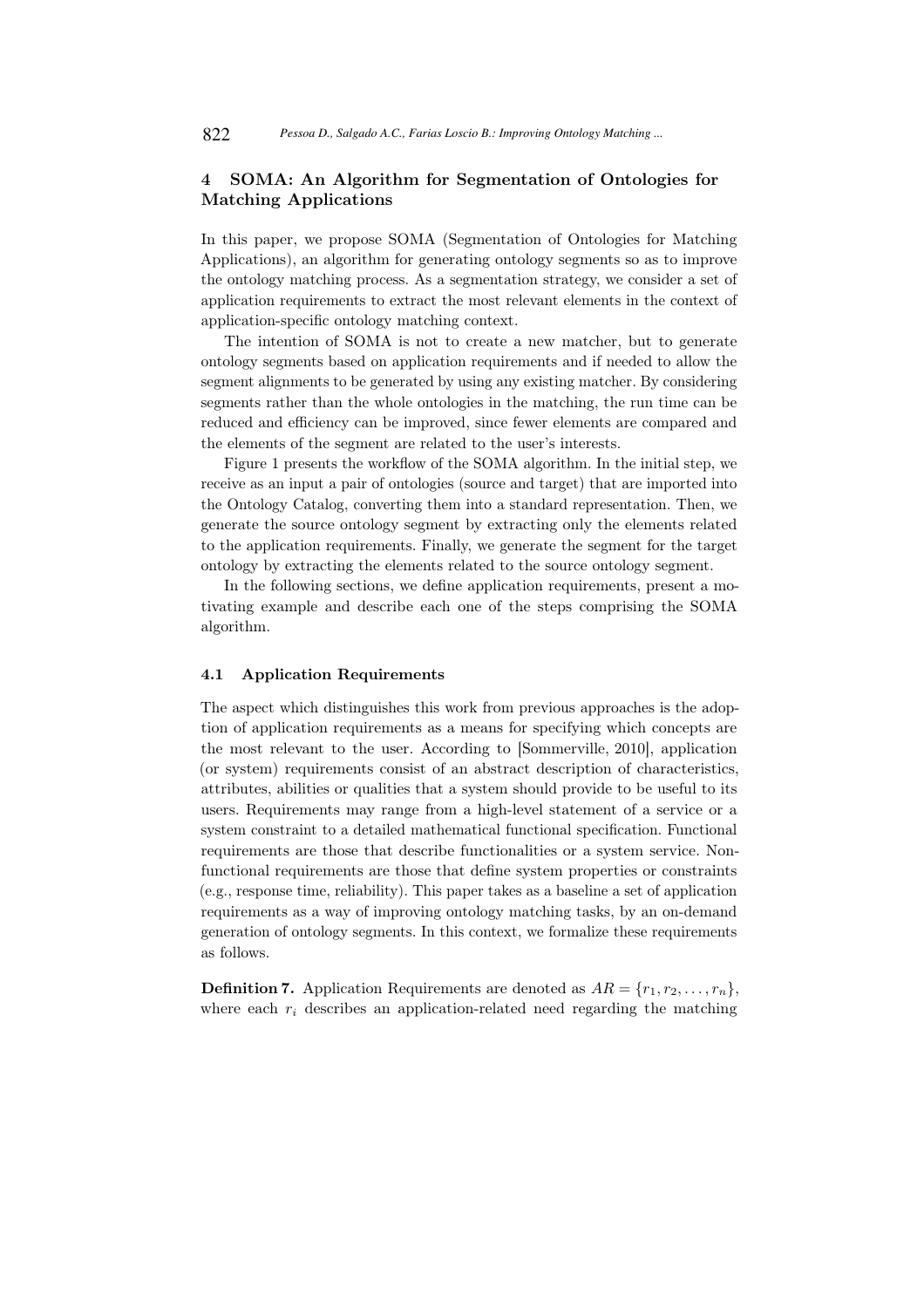## 4 SOMA: An Algorithm for Segmentation of Ontologies for Matching Applications

In this paper, we propose SOMA (Segmentation of Ontologies for Matching Applications), an algorithm for generating ontology segments so as to improve the ontology matching process. As a segmentation strategy, we consider a set of application requirements to extract the most relevant elements in the context of application-specific ontology matching context.

The intention of SOMA is not to create a new matcher, but to generate ontology segments based on application requirements and if needed to allow the segment alignments to be generated by using any existing matcher. By considering segments rather than the whole ontologies in the matching, the run time can be reduced and efficiency can be improved, since fewer elements are compared and the elements of the segment are related to the user's interests.

Figure 1 presents the workflow of the SOMA algorithm. In the initial step, we receive as an input a pair of ontologies (source and target) that are imported into the Ontology Catalog, converting them into a standard representation. Then, we generate the source ontology segment by extracting only the elements related to the application requirements. Finally, we generate the segment for the target ontology by extracting the elements related to the source ontology segment.

In the following sections, we define application requirements, present a motivating example and describe each one of the steps comprising the SOMA algorithm.

### 4.1 Application Requirements

The aspect which distinguishes this work from previous approaches is the adoption of application requirements as a means for specifying which concepts are the most relevant to the user. According to [Sommerville, 2010], application (or system) requirements consist of an abstract description of characteristics, attributes, abilities or qualities that a system should provide to be useful to its users. Requirements may range from a high-level statement of a service or a system constraint to a detailed mathematical functional specification. Functional requirements are those that describe functionalities or a system service. Non-functional requirements are those that define system properties or constraints (e.g., response time, reliability). This paper takes as a baseline a set of application requirements as a way of improving ontology matching tasks, by an on-demand generation of ontology segments. In this context, we formalize these requirements as follows.

**Definition 7.** Application Requirements are denoted as $AR = \{r_1, r_2, \ldots, r_n\}$, where each $r_i$ describes an application-related need regarding the matching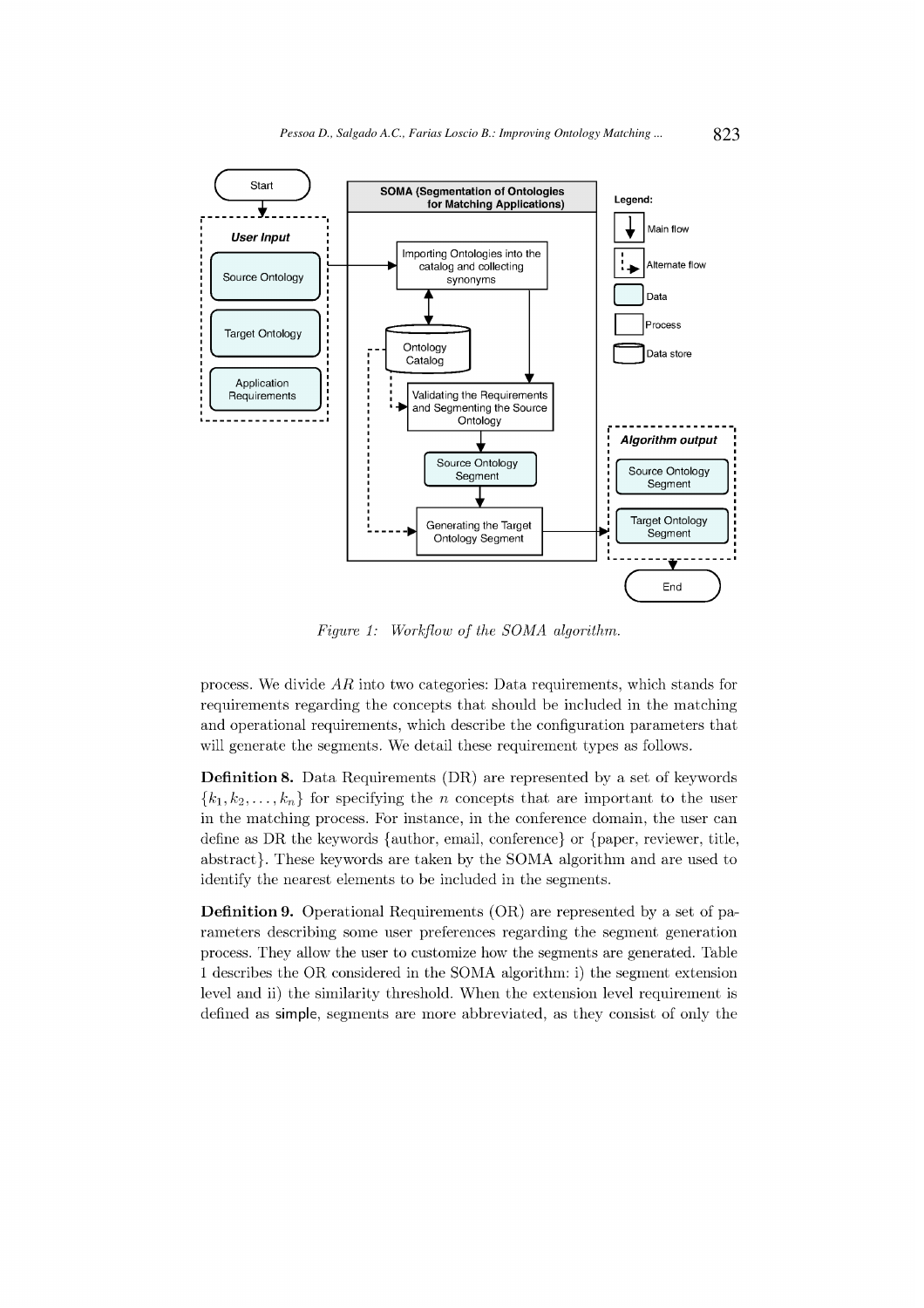Figure 1: Workflow of the SOMA algorithm.

process. We divide $AR$ into two categories: Data requirements, which stands for requirements regarding the concepts that should be included in the matching and operational requirements, which describe the configuration parameters that will generate the segments. We detail these requirement types as follows.

**Definition 8.** Data Requirements (DR) are represented by a set of keywords $\{k_1, k_2, \ldots, k_n\}$ for specifying the $n$ concepts that are important to the user in the matching process. For instance, in the conference domain, the user can define as DR the keywords {author, email, conference} or {paper, reviewer, title, abstract}. These keywords are taken by the SOMA algorithm and are used to identify the nearest elements to be included in the segments.

**Definition 9.** Operational Requirements (OR) are represented by a set of parameters describing some user preferences regarding the segment generation process. They allow the user to customize how the segments are generated. Table 1 describes the OR considered in the SOMA algorithm: i) the segment extension level and ii) the similarity threshold. When the extension level requirement is defined as simple, segments are more abbreviated, as they consist of only the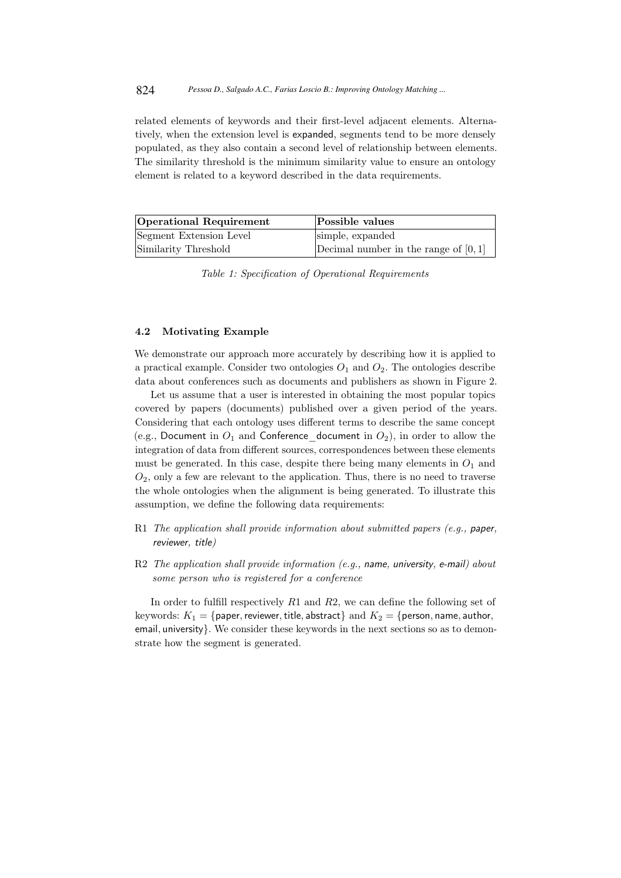related elements of keywords and their first-level adjacent elements. Alternatively, when the extension level is expanded, segments tend to be more densely populated, as they also contain a second level of relationship between elements. The similarity threshold is the minimum similarity value to ensure an ontology element is related to a keyword described in the data requirements.

| **Operational Requirement** | **Possible values** |
|---|---|
| Segment Extension Level | simple, expanded |
| Similarity Threshold | Decimal number in the range of $[0, 1]$ |

*Table 1: Specification of Operational Requirements*

### 4.2 Motivating Example

We demonstrate our approach more accurately by describing how it is applied to a practical example. Consider two ontologies $O_1$ and $O_2$. The ontologies describe data about conferences such as documents and publishers as shown in Figure 2.

Let us assume that a user is interested in obtaining the most popular topics covered by papers (documents) published over a given period of the years. Considering that each ontology uses different terms to describe the same concept (e.g., Document in $O_1$ and Conference_document in $O_2$), in order to allow the integration of data from different sources, correspondences between these elements must be generated. In this case, despite there being many elements in $O_1$ and $O_2$, only a few are relevant to the application. Thus, there is no need to traverse the whole ontologies when the alignment is being generated. To illustrate this assumption, we define the following data requirements:

- R1 *The application shall provide information about submitted papers (e.g., paper, reviewer, title)*
- R2 *The application shall provide information (e.g., name, university, e-mail) about some person who is registered for a conference*

In order to fulfill respectively $R1$ and $R2$, we can define the following set of keywords: $K_1 = \{\text{paper}, \text{reviewer}, \text{title}, \text{abstract}\}$ and $K_2 = \{\text{person}, \text{name}, \text{author}, \text{email}, \text{university}\}$. We consider these keywords in the next sections so as to demonstrate how the segment is generated.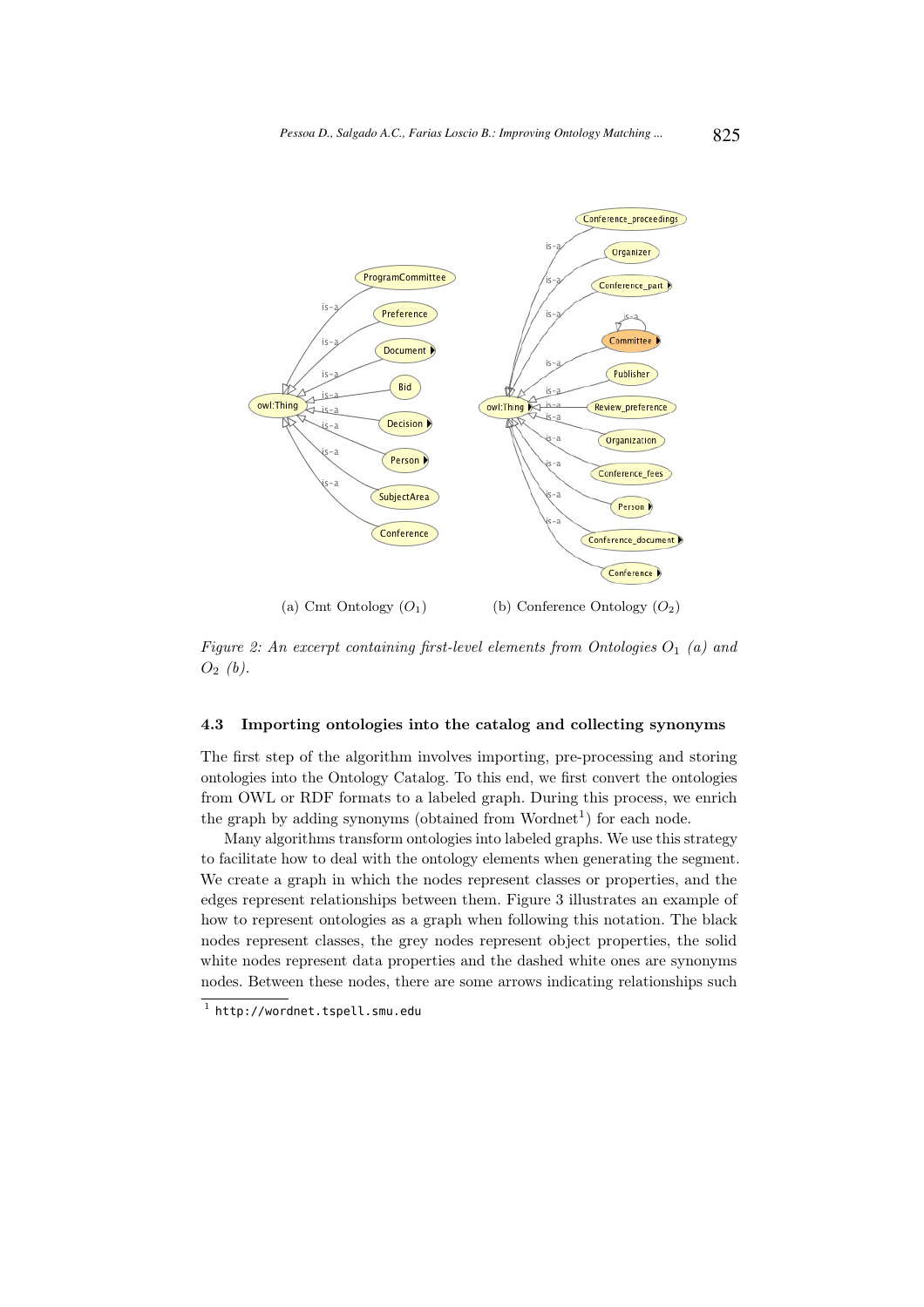(a) Cmt Ontology ($O_1$) (b) Conference Ontology ($O_2$)

*Figure 2: An excerpt containing first-level elements from Ontologies $O_1$ (a) and $O_2$ (b).*

### 4.3 Importing ontologies into the catalog and collecting synonyms

The first step of the algorithm involves importing, pre-processing and storing ontologies into the Ontology Catalog. To this end, we first convert the ontologies from OWL or RDF formats to a labeled graph. During this process, we enrich the graph by adding synonyms (obtained from Wordnet[1]) for each node.

Many algorithms transform ontologies into labeled graphs. We use this strategy to facilitate how to deal with the ontology elements when generating the segment. We create a graph in which the nodes represent classes or properties, and the edges represent relationships between them. Figure 3 illustrates an example of how to represent ontologies as a graph when following this notation. The black nodes represent classes, the grey nodes represent object properties, the solid white nodes represent data properties and the dashed white ones are synonyms nodes. Between these nodes, there are some arrows indicating relationships such

[1] http://wordnet.tspell.smu.edu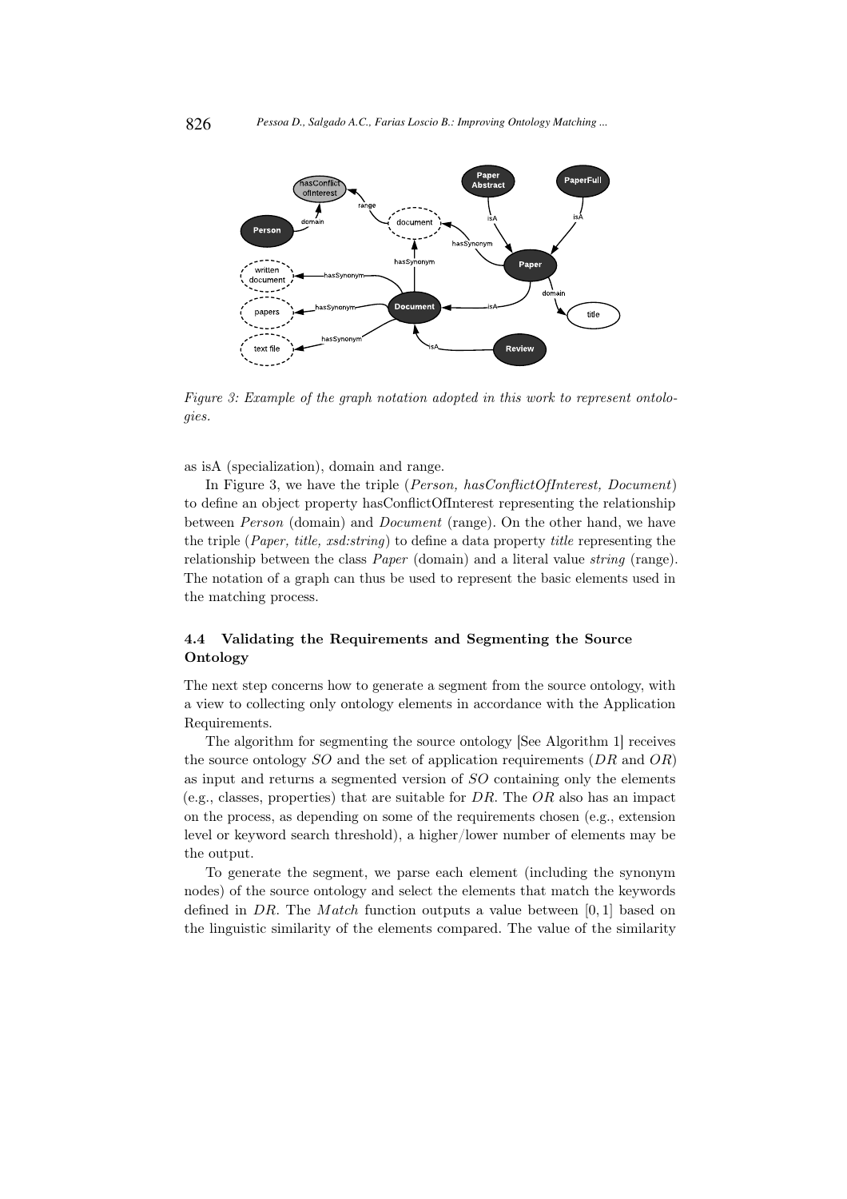*Figure 3: Example of the graph notation adopted in this work to represent ontologies.*

as isA (specialization), domain and range.

In Figure 3, we have the triple (*Person, hasConflictOfInterest, Document*) to define an object property hasConflictOfInterest representing the relationship between *Person* (domain) and *Document* (range). On the other hand, we have the triple (*Paper, title, xsd:string*) to define a data property *title* representing the relationship between the class *Paper* (domain) and a literal value *string* (range). The notation of a graph can thus be used to represent the basic elements used in the matching process.

### 4.4 Validating the Requirements and Segmenting the Source Ontology

The next step concerns how to generate a segment from the source ontology, with a view to collecting only ontology elements in accordance with the Application Requirements.

The algorithm for segmenting the source ontology [See Algorithm 1] receives the source ontology $SO$ and the set of application requirements ($DR$ and $OR$) as input and returns a segmented version of $SO$ containing only the elements (e.g., classes, properties) that are suitable for $DR$. The $OR$ also has an impact on the process, as depending on some of the requirements chosen (e.g., extension level or keyword search threshold), a higher/lower number of elements may be the output.

To generate the segment, we parse each element (including the synonym nodes) of the source ontology and select the elements that match the keywords defined in $DR$. The $Match$ function outputs a value between $[0, 1]$ based on the linguistic similarity of the elements compared. The value of the similarity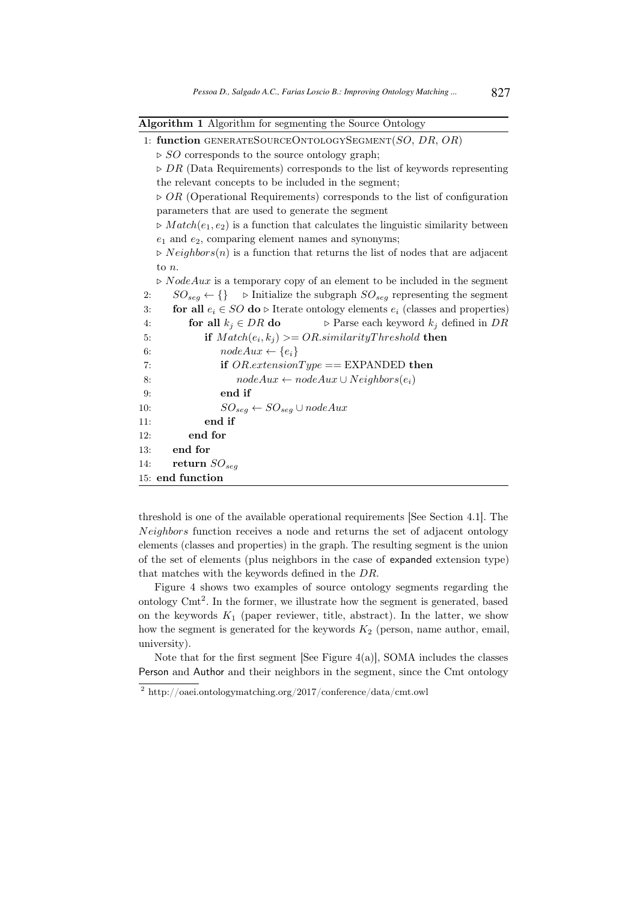**Algorithm 1** Algorithm for segmenting the Source Ontology

```
1: function GENERATESOURCEONTOLOGYSEGMENT(SO, DR, OR)
     ▷ SO corresponds to the source ontology graph;
     ▷ DR (Data Requirements) corresponds to the list of keywords representing
       the relevant concepts to be included in the segment;
     ▷ OR (Operational Requirements) corresponds to the list of configuration
       parameters that are used to generate the segment
     ▷ Match(e1, e2) is a function that calculates the linguistic similarity between
       e1 and e2, comparing element names and synonyms;
     ▷ Neighbors(n) is a function that returns the list of nodes that are adjacent
       to n.
     ▷ NodeAux is a temporary copy of an element to be included in the segment
2:     SO_seg ← {}    ▷ Initialize the subgraph SO_seg representing the segment
3:     for all e_i ∈ SO do ▷ Iterate ontology elements e_i (classes and properties)
4:         for all k_j ∈ DR do          ▷ Parse each keyword k_j defined in DR
5:             if Match(e_i, k_j) >= OR.similarityThreshold then
6:                 nodeAux ← {e_i}
7:                 if OR.extensionType == EXPANDED then
8:                     nodeAux ← nodeAux ∪ Neighbors(e_i)
9:                 end if
10:                SO_seg ← SO_seg ∪ nodeAux
11:            end if
12:        end for
13:    end for
14:    return SO_seg
15: end function
```

threshold is one of the available operational requirements [See Section 4.1]. The $Neighbors$ function receives a node and returns the set of adjacent ontology elements (classes and properties) in the graph. The resulting segment is the union of the set of elements (plus neighbors in the case of expanded extension type) that matches with the keywords defined in the $DR$.

Figure 4 shows two examples of source ontology segments regarding the ontology Cmt[2]. In the former, we illustrate how the segment is generated, based on the keywords $K_1$ (paper reviewer, title, abstract). In the latter, we show how the segment is generated for the keywords $K_2$ (person, name author, email, university).

Note that for the first segment [See Figure 4(a)], SOMA includes the classes Person and Author and their neighbors in the segment, since the Cmt ontology

[2] http://oaei.ontologymatching.org/2017/conference/data/cmt.owl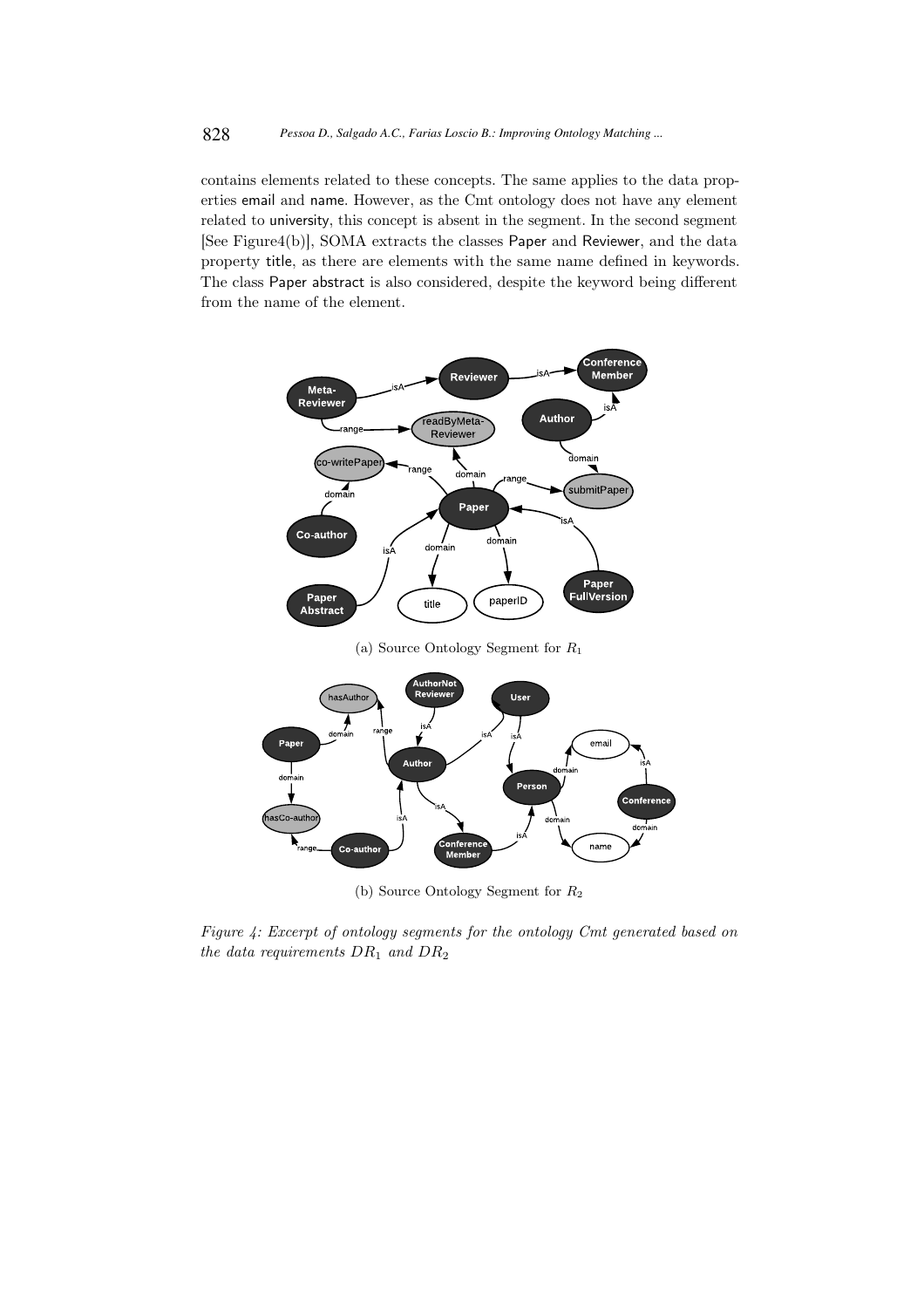contains elements related to these concepts. The same applies to the data properties email and name. However, as the Cmt ontology does not have any element related to university, this concept is absent in the segment. In the second segment [See Figure4(b)], SOMA extracts the classes Paper and Reviewer, and the data property title, as there are elements with the same name defined in keywords. The class Paper abstract is also considered, despite the keyword being different from the name of the element.

(a) Source Ontology Segment for $R_1$

(b) Source Ontology Segment for $R_2$

*Figure 4: Excerpt of ontology segments for the ontology Cmt generated based on the data requirements $DR_1$ and $DR_2$*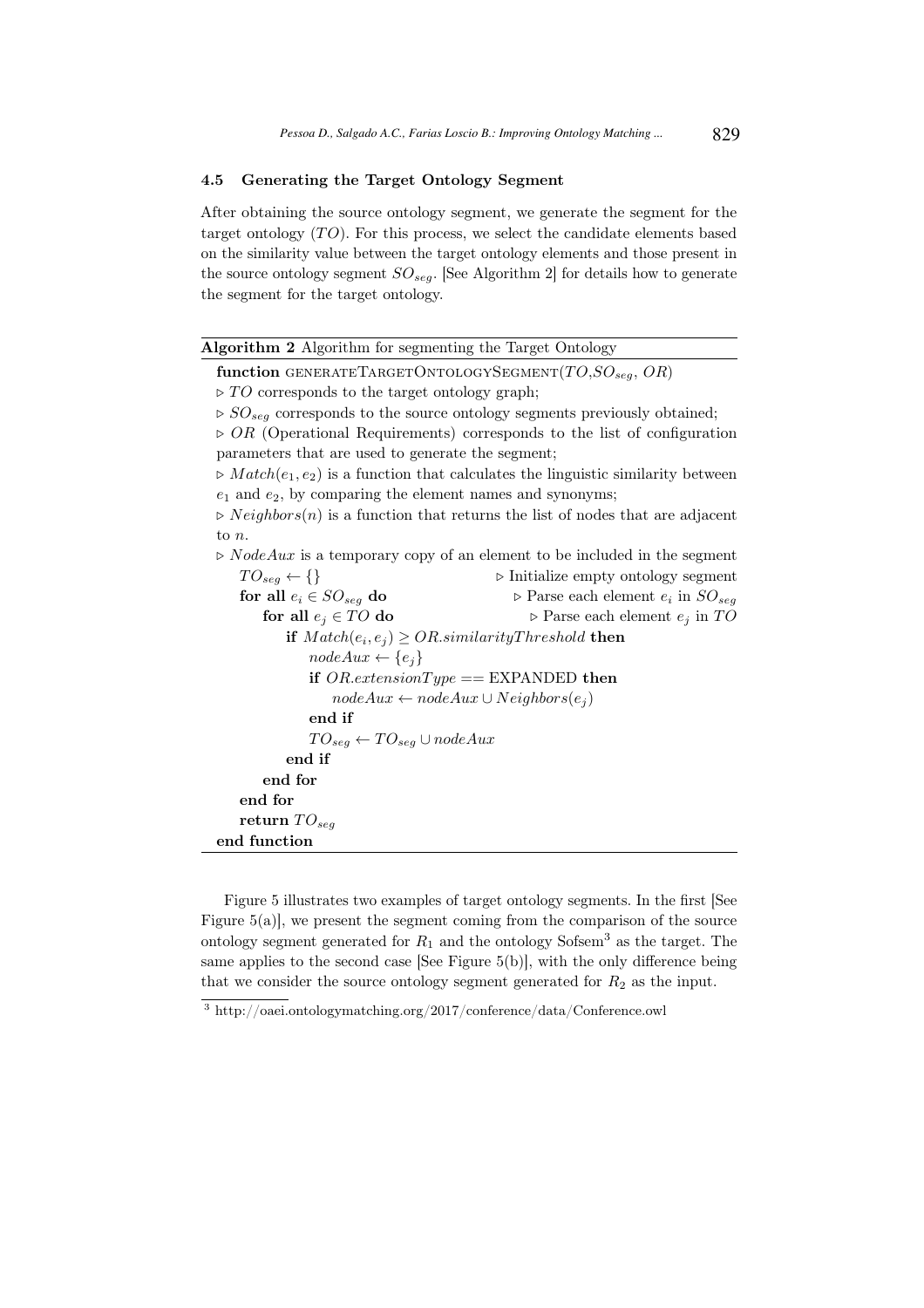### 4.5 Generating the Target Ontology Segment

After obtaining the source ontology segment, we generate the segment for the target ontology ($TO$). For this process, we select the candidate elements based on the similarity value between the target ontology elements and those present in the source ontology segment $SO_{seg}$. [See Algorithm 2] for details how to generate the segment for the target ontology.

**Algorithm 2** Algorithm for segmenting the Target Ontology

```
function GENERATETARGETONTOLOGYSEGMENT(TO, SO_seg, OR)
▷ TO corresponds to the target ontology graph;
▷ SO_seg corresponds to the source ontology segments previously obtained;
▷ OR (Operational Requirements) corresponds to the list of configuration
  parameters that are used to generate the segment;
▷ Match(e1, e2) is a function that calculates the linguistic similarity between
  e1 and e2, by comparing the element names and synonyms;
▷ Neighbors(n) is a function that returns the list of nodes that are adjacent
  to n.
▷ NodeAux is a temporary copy of an element to be included in the segment
    TO_seg ← {}                              ▷ Initialize empty ontology segment
    for all e_i ∈ SO_seg do                  ▷ Parse each element e_i in SO_seg
        for all e_j ∈ TO do                  ▷ Parse each element e_j in TO
            if Match(e_i, e_j) ≥ OR.similarityThreshold then
                nodeAux ← {e_j}
                if OR.extensionType == EXPANDED then
                    nodeAux ← nodeAux ∪ Neighbors(e_j)
                end if
                TO_seg ← TO_seg ∪ nodeAux
            end if
        end for
    end for
    return TO_seg
end function
```

Figure 5 illustrates two examples of target ontology segments. In the first [See Figure 5(a)], we present the segment coming from the comparison of the source ontology segment generated for $R_1$ and the ontology Sofsem[3] as the target. The same applies to the second case [See Figure 5(b)], with the only difference being that we consider the source ontology segment generated for $R_2$ as the input.

[3] http://oaei.ontologymatching.org/2017/conference/data/Conference.owl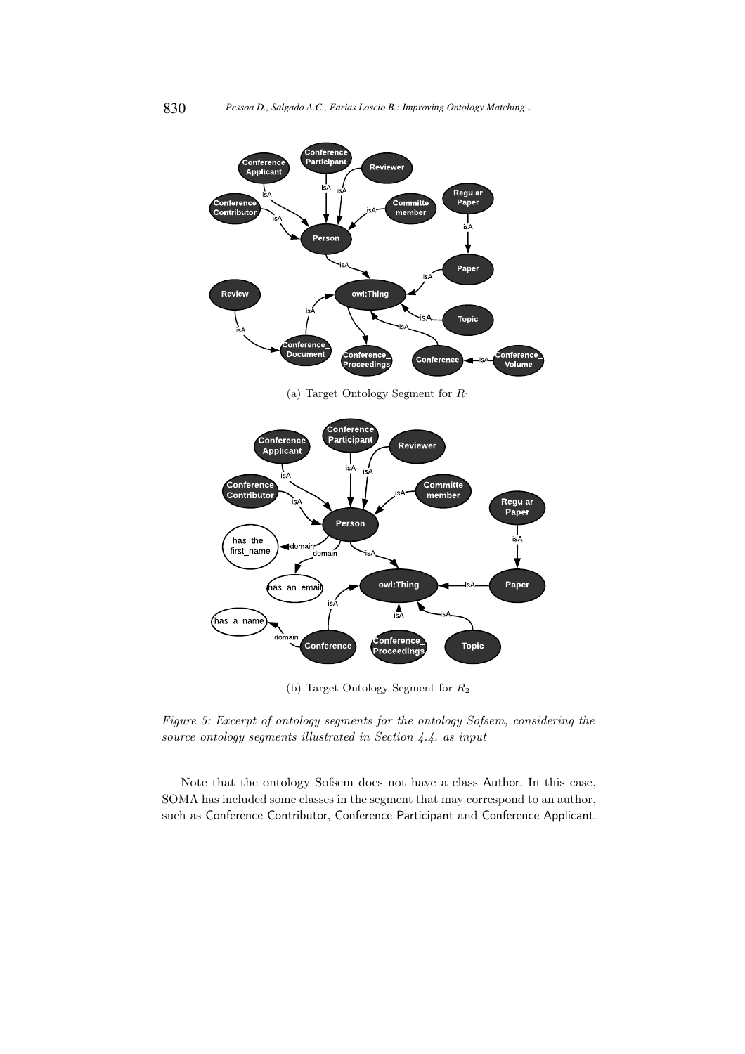(a) Target Ontology Segment for $R_1$

(b) Target Ontology Segment for $R_2$

*Figure 5: Excerpt of ontology segments for the ontology Sofsem, considering the source ontology segments illustrated in Section 4.4. as input*

Note that the ontology Sofsem does not have a class Author. In this case, SOMA has included some classes in the segment that may correspond to an author, such as Conference Contributor, Conference Participant and Conference Applicant.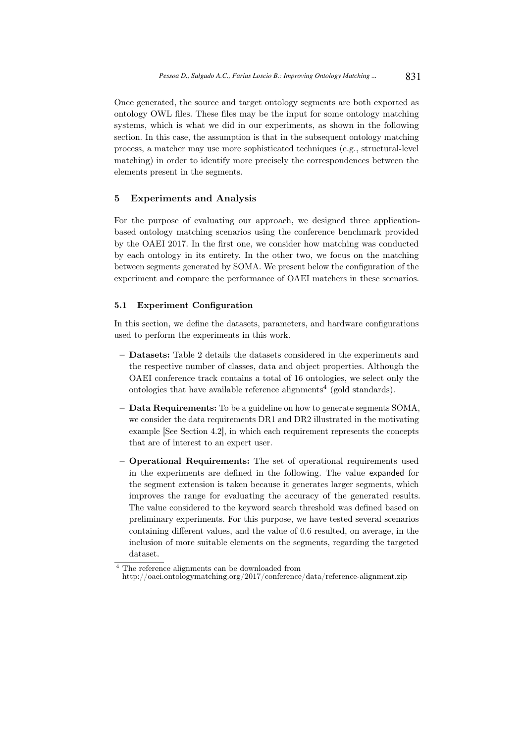Once generated, the source and target ontology segments are both exported as ontology OWL files. These files may be the input for some ontology matching systems, which is what we did in our experiments, as shown in the following section. In this case, the assumption is that in the subsequent ontology matching process, a matcher may use more sophisticated techniques (e.g., structural-level matching) in order to identify more precisely the correspondences between the elements present in the segments.

## 5 Experiments and Analysis

For the purpose of evaluating our approach, we designed three application-based ontology matching scenarios using the conference benchmark provided by the OAEI 2017. In the first one, we consider how matching was conducted by each ontology in its entirety. In the other two, we focus on the matching between segments generated by SOMA. We present below the configuration of the experiment and compare the performance of OAEI matchers in these scenarios.

### 5.1 Experiment Configuration

In this section, we define the datasets, parameters, and hardware configurations used to perform the experiments in this work.

- **Datasets:** Table 2 details the datasets considered in the experiments and the respective number of classes, data and object properties. Although the OAEI conference track contains a total of 16 ontologies, we select only the ontologies that have available reference alignments[4] (gold standards).
- **Data Requirements:** To be a guideline on how to generate segments SOMA, we consider the data requirements DR1 and DR2 illustrated in the motivating example [See Section 4.2], in which each requirement represents the concepts that are of interest to an expert user.
- **Operational Requirements:** The set of operational requirements used in the experiments are defined in the following. The value `expanded` for the segment extension is taken because it generates larger segments, which improves the range for evaluating the accuracy of the generated results. The value considered to the keyword search threshold was defined based on preliminary experiments. For this purpose, we have tested several scenarios containing different values, and the value of 0.6 resulted, on average, in the inclusion of more suitable elements on the segments, regarding the targeted dataset.

[4] The reference alignments can be downloaded from http://oaei.ontologymatching.org/2017/conference/data/reference-alignment.zip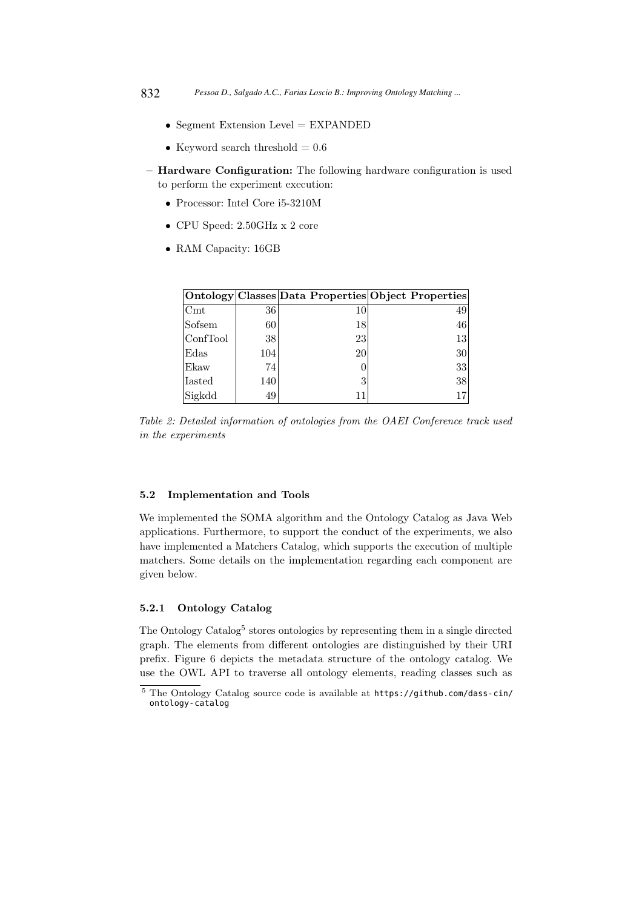- Segment Extension Level = EXPANDED
  - Keyword search threshold = 0.6

– **Hardware Configuration:** The following hardware configuration is used to perform the experiment execution:
  - Processor: Intel Core i5-3210M
  - CPU Speed: 2.50GHz x 2 core
  - RAM Capacity: 16GB

| Ontology | Classes | Data Properties | Object Properties |
|---|---|---|---|
| Cmt | 36 | 10 | 49 |
| Sofsem | 60 | 18 | 46 |
| ConfTool | 38 | 23 | 13 |
| Edas | 104 | 20 | 30 |
| Ekaw | 74 | 0 | 33 |
| Iasted | 140 | 3 | 38 |
| Sigkdd | 49 | 11 | 17 |

*Table 2: Detailed information of ontologies from the OAEI Conference track used in the experiments*

### 5.2 Implementation and Tools

We implemented the SOMA algorithm and the Ontology Catalog as Java Web applications. Furthermore, to support the conduct of the experiments, we also have implemented a Matchers Catalog, which supports the execution of multiple matchers. Some details on the implementation regarding each component are given below.

#### 5.2.1 Ontology Catalog

The Ontology Catalog[5] stores ontologies by representing them in a single directed graph. The elements from different ontologies are distinguished by their URI prefix. Figure 6 depicts the metadata structure of the ontology catalog. We use the OWL API to traverse all ontology elements, reading classes such as

[5] The Ontology Catalog source code is available at https://github.com/dass-cin/ontology-catalog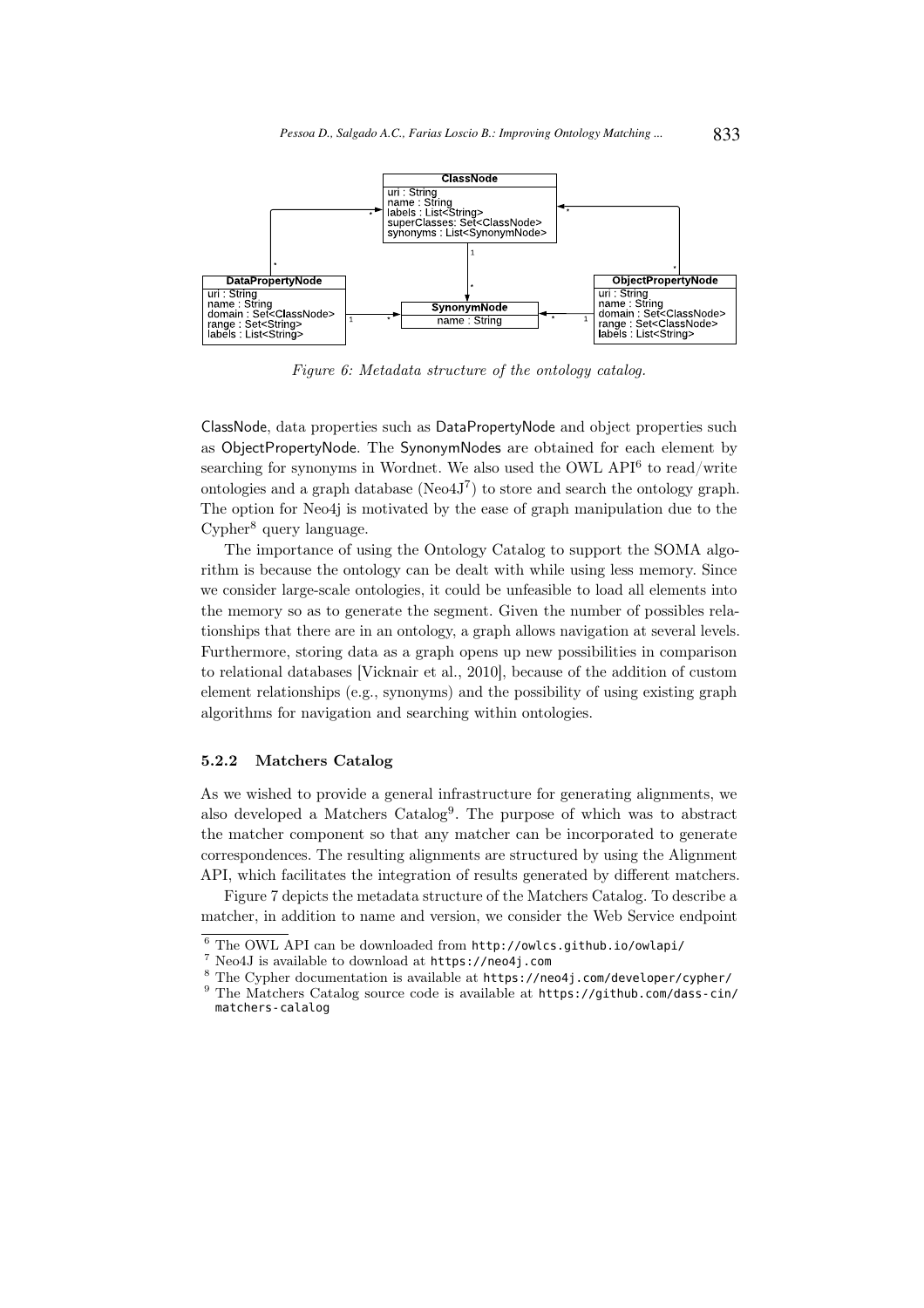ClassNode
uri : String
name : String
labels : List<String>
superClasses: Set<ClassNode>
synonyms : List<SynonymNode>

DataPropertyNode
uri : String
name : String
domain : Set<ClassNode>
range : Set<String>
labels : List<String>

SynonymNode
name : String

ObjectPropertyNode
uri : String
name : String
domain : Set<ClassNode>
range : Set<ClassNode>
labels : List<String>

*Figure 6: Metadata structure of the ontology catalog.*

ClassNode, data properties such as DataPropertyNode and object properties such as ObjectPropertyNode. The SynonymNodes are obtained for each element by searching for synonyms in Wordnet. We also used the OWL API[6] to read/write ontologies and a graph database (Neo4J[7]) to store and search the ontology graph. The option for Neo4j is motivated by the ease of graph manipulation due to the Cypher[8] query language.

The importance of using the Ontology Catalog to support the SOMA algorithm is because the ontology can be dealt with while using less memory. Since we consider large-scale ontologies, it could be unfeasible to load all elements into the memory so as to generate the segment. Given the number of possibles relationships that there are in an ontology, a graph allows navigation at several levels. Furthermore, storing data as a graph opens up new possibilities in comparison to relational databases [Vicknair et al., 2010], because of the addition of custom element relationships (e.g., synonyms) and the possibility of using existing graph algorithms for navigation and searching within ontologies.

#### 5.2.2 Matchers Catalog

As we wished to provide a general infrastructure for generating alignments, we also developed a Matchers Catalog[9]. The purpose of which was to abstract the matcher component so that any matcher can be incorporated to generate correspondences. The resulting alignments are structured by using the Alignment API, which facilitates the integration of results generated by different matchers.

Figure 7 depicts the metadata structure of the Matchers Catalog. To describe a matcher, in addition to name and version, we consider the Web Service endpoint

---

[6] The OWL API can be downloaded from http://owlcs.github.io/owlapi/

[7] Neo4J is available to download at https://neo4j.com

[8] The Cypher documentation is available at https://neo4j.com/developer/cypher/

[9] The Matchers Catalog source code is available at https://github.com/dass-cin/matchers-calalog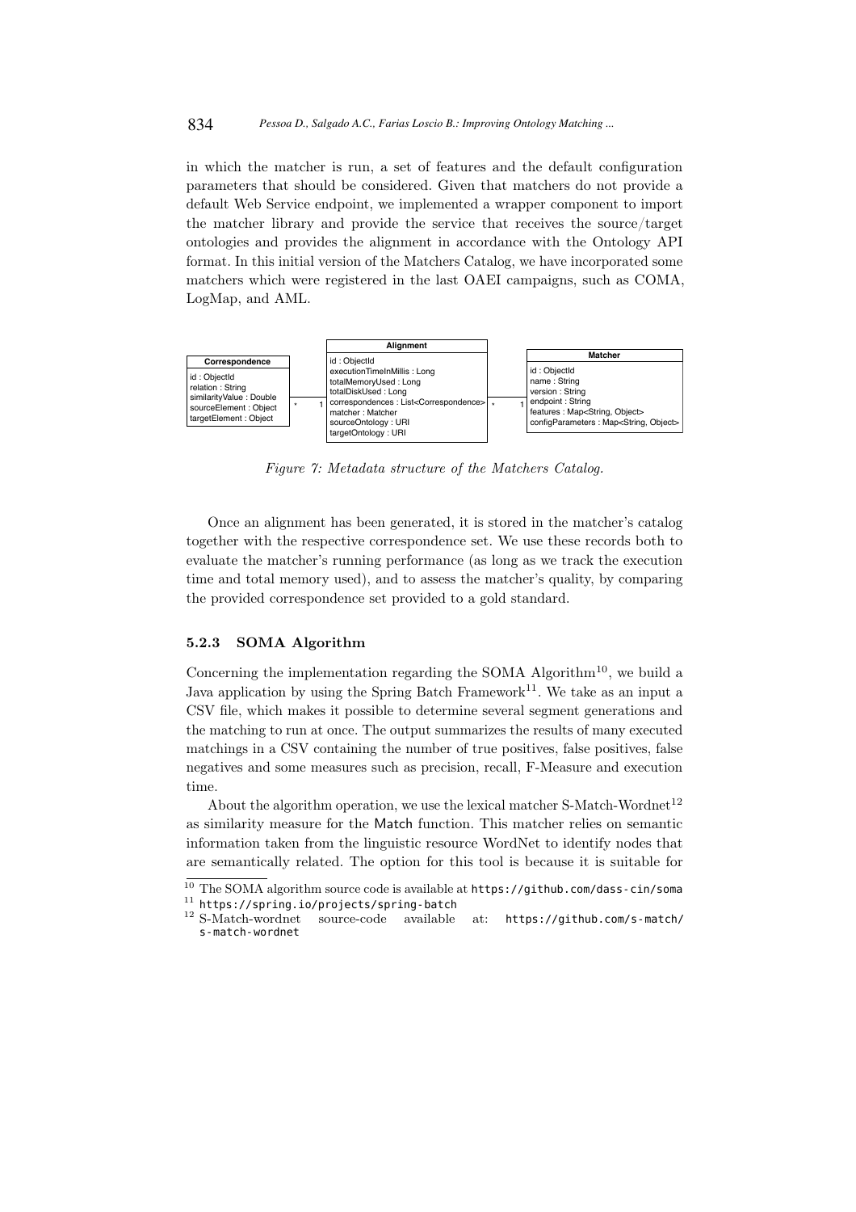in which the matcher is run, a set of features and the default configuration parameters that should be considered. Given that matchers do not provide a default Web Service endpoint, we implemented a wrapper component to import the matcher library and provide the service that receives the source/target ontologies and provides the alignment in accordance with the Ontology API format. In this initial version of the Matchers Catalog, we have incorporated some matchers which were registered in the last OAEI campaigns, such as COMA, LogMap, and AML.

```
Correspondence                    Alignment                                         Matcher
id : ObjectId                     id : ObjectId                                     id : ObjectId
relation : String                 executionTimeInMillis : Long                      name : String
similarityValue : Double    * 1   totalMemoryUsed : Long                     * 1    version : String
sourceElement : Object            totalDiskUsed : Long                              endpoint : String
targetElement : Object            correspondences : List<Correspondence>            features : Map<String, Object>
                                  matcher : Matcher                                 configParameters : Map<String, Object>
                                  sourceOntology : URI
                                  targetOntology : URI
```

*Figure 7: Metadata structure of the Matchers Catalog.*

Once an alignment has been generated, it is stored in the matcher's catalog together with the respective correspondence set. We use these records both to evaluate the matcher's running performance (as long as we track the execution time and total memory used), and to assess the matcher's quality, by comparing the provided correspondence set provided to a gold standard.

#### 5.2.3 SOMA Algorithm

Concerning the implementation regarding the SOMA Algorithm[10], we build a Java application by using the Spring Batch Framework[11]. We take as an input a CSV file, which makes it possible to determine several segment generations and the matching to run at once. The output summarizes the results of many executed matchings in a CSV containing the number of true positives, false positives, false negatives and some measures such as precision, recall, F-Measure and execution time.

About the algorithm operation, we use the lexical matcher S-Match-Wordnet[12] as similarity measure for the Match function. This matcher relies on semantic information taken from the linguistic resource WordNet to identify nodes that are semantically related. The option for this tool is because it is suitable for

[10] The SOMA algorithm source code is available at https://github.com/dass-cin/soma

[11] https://spring.io/projects/spring-batch

[12] S-Match-wordnet source-code available at: https://github.com/s-match/s-match-wordnet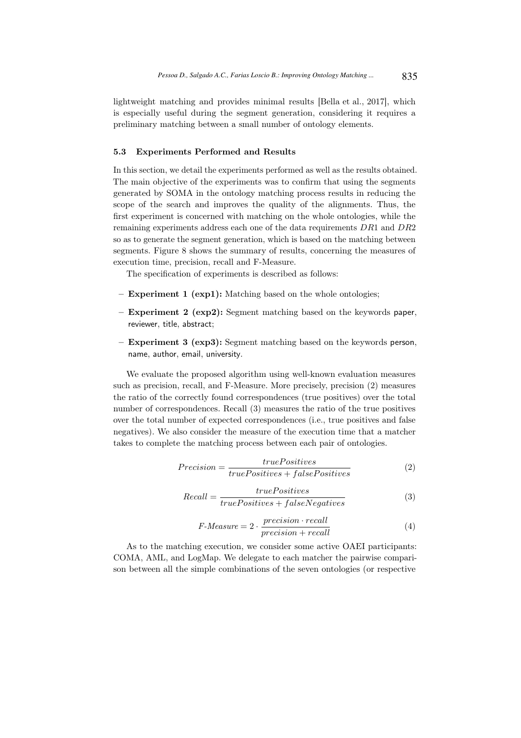lightweight matching and provides minimal results [Bella et al., 2017], which is especially useful during the segment generation, considering it requires a preliminary matching between a small number of ontology elements.

### 5.3 Experiments Performed and Results

In this section, we detail the experiments performed as well as the results obtained. The main objective of the experiments was to confirm that using the segments generated by SOMA in the ontology matching process results in reducing the scope of the search and improves the quality of the alignments. Thus, the first experiment is concerned with matching on the whole ontologies, while the remaining experiments address each one of the data requirements $DR1$ and $DR2$ so as to generate the segment generation, which is based on the matching between segments. Figure 8 shows the summary of results, concerning the measures of execution time, precision, recall and F-Measure.

The specification of experiments is described as follows:

- **Experiment 1 (exp1):** Matching based on the whole ontologies;
- **Experiment 2 (exp2):** Segment matching based on the keywords paper, reviewer, title, abstract;
- **Experiment 3 (exp3):** Segment matching based on the keywords person, name, author, email, university.

We evaluate the proposed algorithm using well-known evaluation measures such as precision, recall, and F-Measure. More precisely, precision (2) measures the ratio of the correctly found correspondences (true positives) over the total number of correspondences. Recall (3) measures the ratio of the true positives over the total number of expected correspondences (i.e., true positives and false negatives). We also consider the measure of the execution time that a matcher takes to complete the matching process between each pair of ontologies.

$$Precision = \frac{truePositives}{truePositives + falsePositives} \tag{2}$$

$$Recall = \frac{truePositives}{truePositives + falseNegatives} \tag{3}$$

$$F\text{-}Measure = 2 \cdot \frac{precision \cdot recall}{precision + recall} \tag{4}$$

As to the matching execution, we consider some active OAEI participants: COMA, AML, and LogMap. We delegate to each matcher the pairwise comparison between all the simple combinations of the seven ontologies (or respective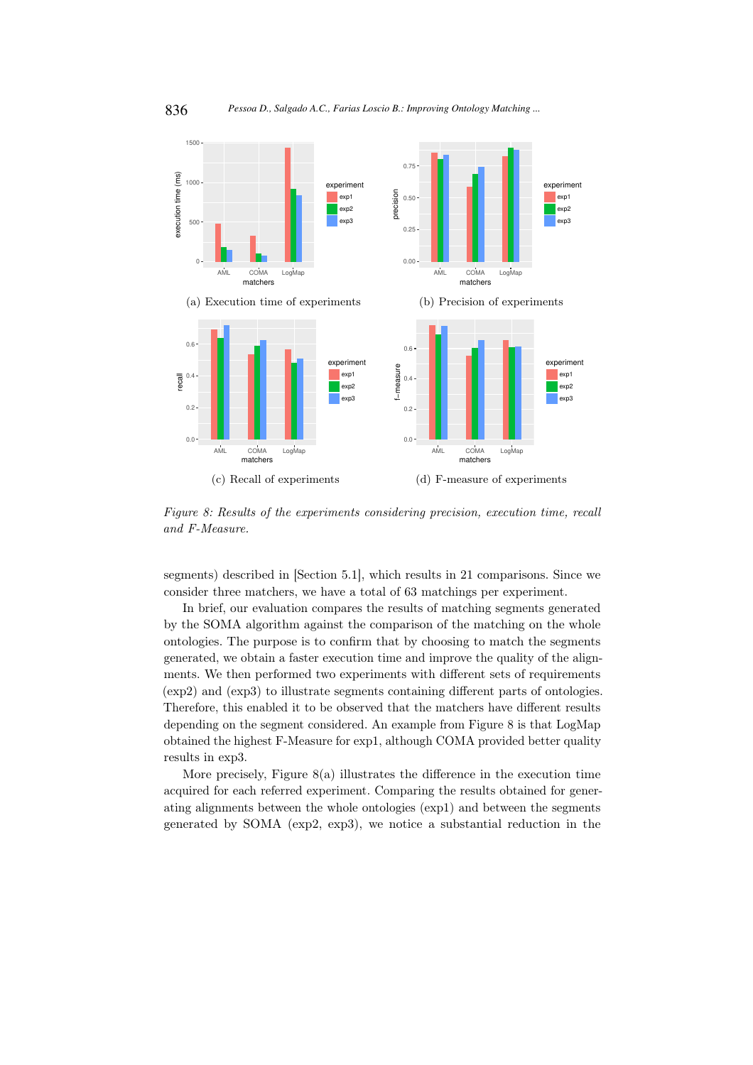(a) Execution time of experiments

(b) Precision of experiments

(c) Recall of experiments

(d) F-measure of experiments

*Figure 8: Results of the experiments considering precision, execution time, recall and F-Measure.*

segments) described in [Section 5.1], which results in 21 comparisons. Since we consider three matchers, we have a total of 63 matchings per experiment.

In brief, our evaluation compares the results of matching segments generated by the SOMA algorithm against the comparison of the matching on the whole ontologies. The purpose is to confirm that by choosing to match the segments generated, we obtain a faster execution time and improve the quality of the alignments. We then performed two experiments with different sets of requirements (exp2) and (exp3) to illustrate segments containing different parts of ontologies. Therefore, this enabled it to be observed that the matchers have different results depending on the segment considered. An example from Figure 8 is that LogMap obtained the highest F-Measure for exp1, although COMA provided better quality results in exp3.

More precisely, Figure 8(a) illustrates the difference in the execution time acquired for each referred experiment. Comparing the results obtained for generating alignments between the whole ontologies (exp1) and between the segments generated by SOMA (exp2, exp3), we notice a substantial reduction in the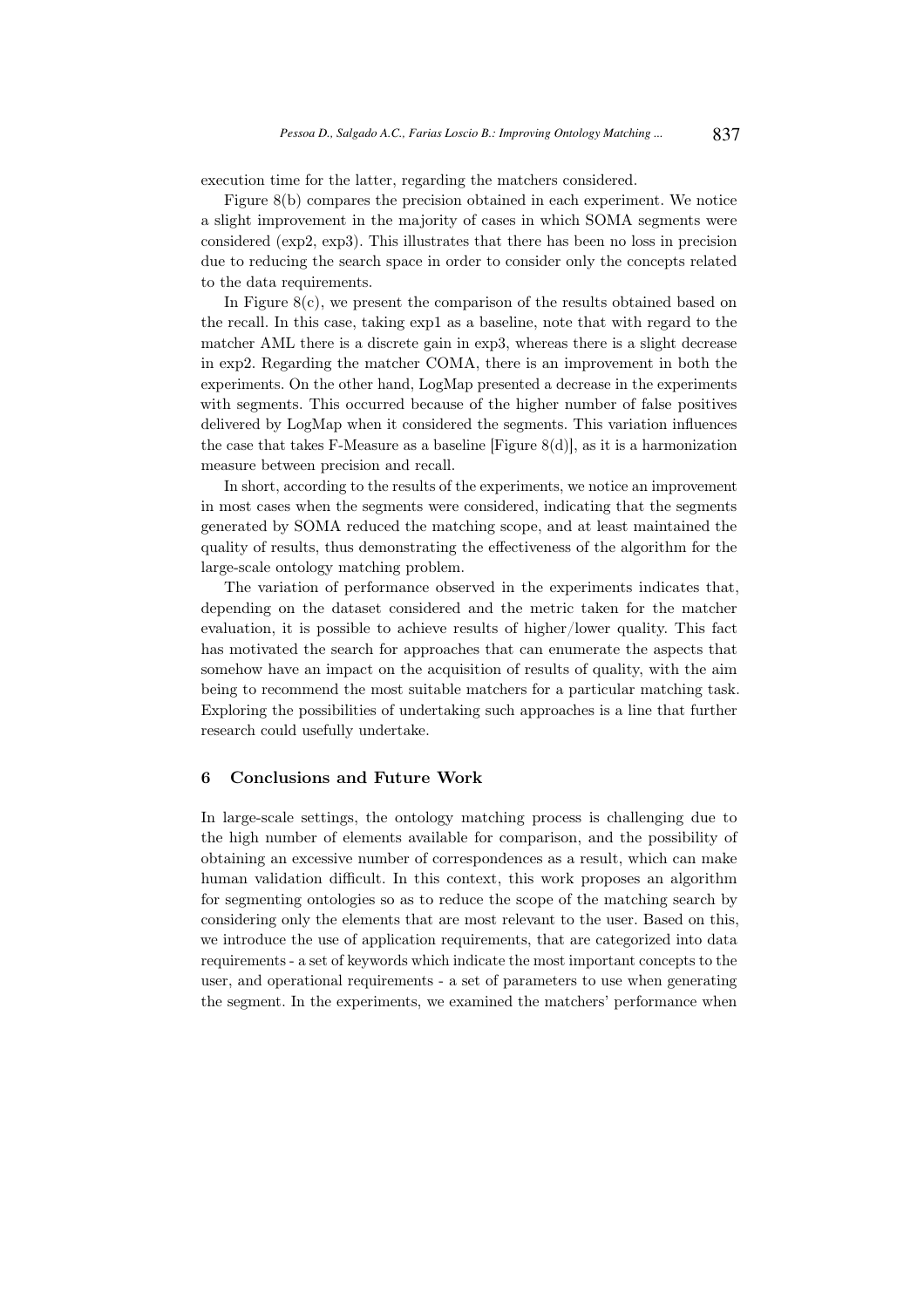execution time for the latter, regarding the matchers considered.

Figure 8(b) compares the precision obtained in each experiment. We notice a slight improvement in the majority of cases in which SOMA segments were considered (exp2, exp3). This illustrates that there has been no loss in precision due to reducing the search space in order to consider only the concepts related to the data requirements.

In Figure 8(c), we present the comparison of the results obtained based on the recall. In this case, taking exp1 as a baseline, note that with regard to the matcher AML there is a discrete gain in exp3, whereas there is a slight decrease in exp2. Regarding the matcher COMA, there is an improvement in both the experiments. On the other hand, LogMap presented a decrease in the experiments with segments. This occurred because of the higher number of false positives delivered by LogMap when it considered the segments. This variation influences the case that takes F-Measure as a baseline [Figure 8(d)], as it is a harmonization measure between precision and recall.

In short, according to the results of the experiments, we notice an improvement in most cases when the segments were considered, indicating that the segments generated by SOMA reduced the matching scope, and at least maintained the quality of results, thus demonstrating the effectiveness of the algorithm for the large-scale ontology matching problem.

The variation of performance observed in the experiments indicates that, depending on the dataset considered and the metric taken for the matcher evaluation, it is possible to achieve results of higher/lower quality. This fact has motivated the search for approaches that can enumerate the aspects that somehow have an impact on the acquisition of results of quality, with the aim being to recommend the most suitable matchers for a particular matching task. Exploring the possibilities of undertaking such approaches is a line that further research could usefully undertake.

## 6 Conclusions and Future Work

In large-scale settings, the ontology matching process is challenging due to the high number of elements available for comparison, and the possibility of obtaining an excessive number of correspondences as a result, which can make human validation difficult. In this context, this work proposes an algorithm for segmenting ontologies so as to reduce the scope of the matching search by considering only the elements that are most relevant to the user. Based on this, we introduce the use of application requirements, that are categorized into data requirements - a set of keywords which indicate the most important concepts to the user, and operational requirements - a set of parameters to use when generating the segment. In the experiments, we examined the matchers' performance when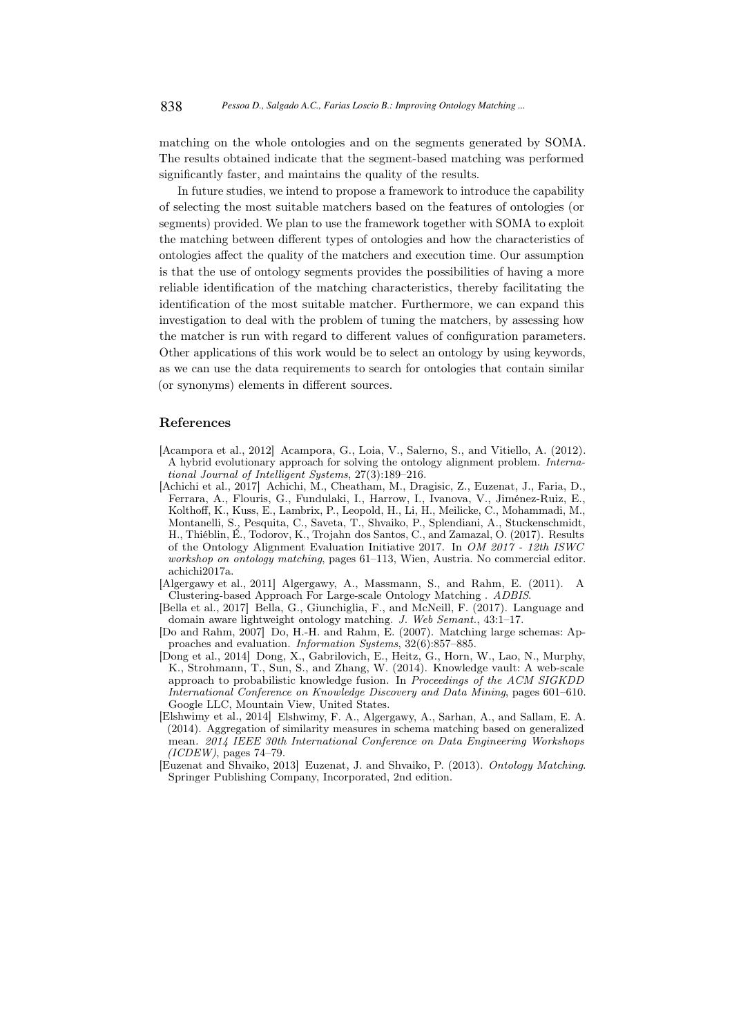matching on the whole ontologies and on the segments generated by SOMA. The results obtained indicate that the segment-based matching was performed significantly faster, and maintains the quality of the results.

In future studies, we intend to propose a framework to introduce the capability of selecting the most suitable matchers based on the features of ontologies (or segments) provided. We plan to use the framework together with SOMA to exploit the matching between different types of ontologies and how the characteristics of ontologies affect the quality of the matchers and execution time. Our assumption is that the use of ontology segments provides the possibilities of having a more reliable identification of the matching characteristics, thereby facilitating the identification of the most suitable matcher. Furthermore, we can expand this investigation to deal with the problem of tuning the matchers, by assessing how the matcher is run with regard to different values of configuration parameters. Other applications of this work would be to select an ontology by using keywords, as we can use the data requirements to search for ontologies that contain similar (or synonyms) elements in different sources.

## References

[Acampora et al., 2012] Acampora, G., Loia, V., Salerno, S., and Vitiello, A. (2012). A hybrid evolutionary approach for solving the ontology alignment problem. *International Journal of Intelligent Systems*, 27(3):189–216.

[Achichi et al., 2017] Achichi, M., Cheatham, M., Dragisic, Z., Euzenat, J., Faria, D., Ferrara, A., Flouris, G., Fundulaki, I., Harrow, I., Ivanova, V., Jiménez-Ruiz, E., Kolthoff, K., Kuss, E., Lambrix, P., Leopold, H., Li, H., Meilicke, C., Mohammadi, M., Montanelli, S., Pesquita, C., Saveta, T., Shvaiko, P., Splendiani, A., Stuckenschmidt, H., Thiéblin, É., Todorov, K., Trojahn dos Santos, C., and Zamazal, O. (2017). Results of the Ontology Alignment Evaluation Initiative 2017. In *OM 2017 - 12th ISWC workshop on ontology matching*, pages 61–113, Wien, Austria. No commercial editor. achichi2017a.

[Algergawy et al., 2011] Algergawy, A., Massmann, S., and Rahm, E. (2011). A Clustering-based Approach For Large-scale Ontology Matching . *ADBIS*.

[Bella et al., 2017] Bella, G., Giunchiglia, F., and McNeill, F. (2017). Language and domain aware lightweight ontology matching. *J. Web Semant.*, 43:1–17.

[Do and Rahm, 2007] Do, H.-H. and Rahm, E. (2007). Matching large schemas: Approaches and evaluation. *Information Systems*, 32(6):857–885.

[Dong et al., 2014] Dong, X., Gabrilovich, E., Heitz, G., Horn, W., Lao, N., Murphy, K., Strohmann, T., Sun, S., and Zhang, W. (2014). Knowledge vault: A web-scale approach to probabilistic knowledge fusion. In *Proceedings of the ACM SIGKDD International Conference on Knowledge Discovery and Data Mining*, pages 601–610. Google LLC, Mountain View, United States.

[Elshwimy et al., 2014] Elshwimy, F. A., Algergawy, A., Sarhan, A., and Sallam, E. A. (2014). Aggregation of similarity measures in schema matching based on generalized mean. *2014 IEEE 30th International Conference on Data Engineering Workshops (ICDEW)*, pages 74–79.

[Euzenat and Shvaiko, 2013] Euzenat, J. and Shvaiko, P. (2013). *Ontology Matching*. Springer Publishing Company, Incorporated, 2nd edition.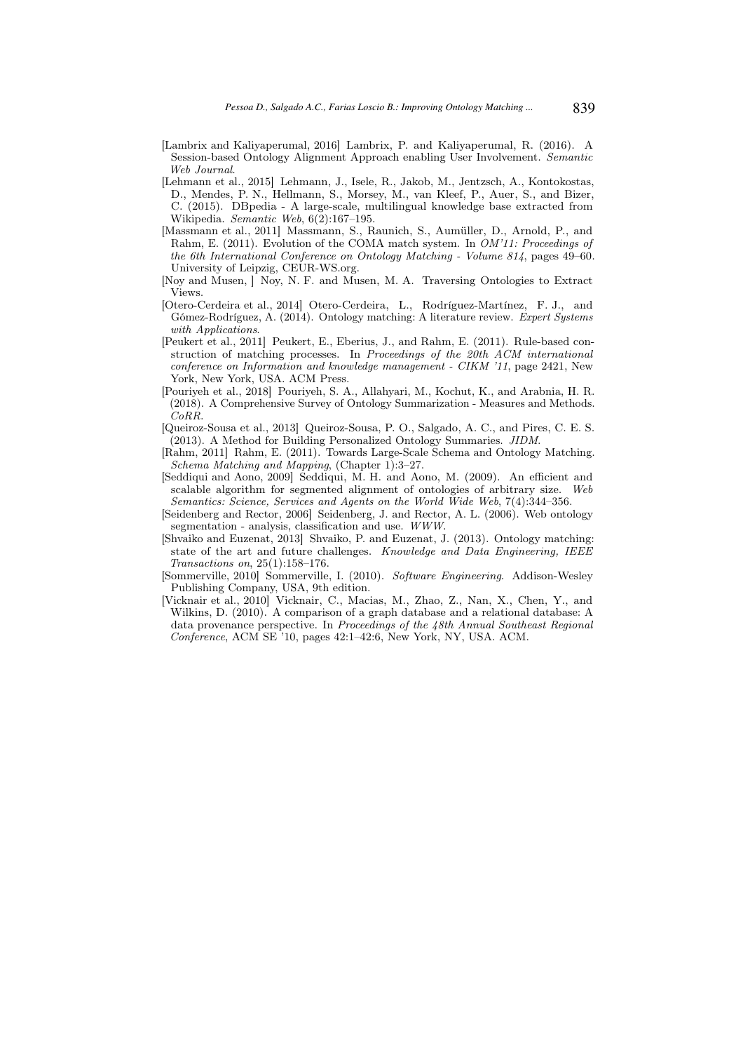[Lambrix and Kaliyaperumal, 2016] Lambrix, P. and Kaliyaperumal, R. (2016). A Session-based Ontology Alignment Approach enabling User Involvement. *Semantic Web Journal*.

[Lehmann et al., 2015] Lehmann, J., Isele, R., Jakob, M., Jentzsch, A., Kontokostas, D., Mendes, P. N., Hellmann, S., Morsey, M., van Kleef, P., Auer, S., and Bizer, C. (2015). DBpedia - A large-scale, multilingual knowledge base extracted from Wikipedia. *Semantic Web*, 6(2):167–195.

[Massmann et al., 2011] Massmann, S., Raunich, S., Aumüller, D., Arnold, P., and Rahm, E. (2011). Evolution of the COMA match system. In *OM'11: Proceedings of the 6th International Conference on Ontology Matching - Volume 814*, pages 49–60. University of Leipzig, CEUR-WS.org.

[Noy and Musen, ] Noy, N. F. and Musen, M. A. Traversing Ontologies to Extract Views.

[Otero-Cerdeira et al., 2014] Otero-Cerdeira, L., Rodríguez-Martínez, F. J., and Gómez-Rodríguez, A. (2014). Ontology matching: A literature review. *Expert Systems with Applications*.

[Peukert et al., 2011] Peukert, E., Eberius, J., and Rahm, E. (2011). Rule-based construction of matching processes. In *Proceedings of the 20th ACM international conference on Information and knowledge management - CIKM '11*, page 2421, New York, New York, USA. ACM Press.

[Pouriyeh et al., 2018] Pouriyeh, S. A., Allahyari, M., Kochut, K., and Arabnia, H. R. (2018). A Comprehensive Survey of Ontology Summarization - Measures and Methods. *CoRR*.

[Queiroz-Sousa et al., 2013] Queiroz-Sousa, P. O., Salgado, A. C., and Pires, C. E. S. (2013). A Method for Building Personalized Ontology Summaries. *JIDM*.

[Rahm, 2011] Rahm, E. (2011). Towards Large-Scale Schema and Ontology Matching. *Schema Matching and Mapping*, (Chapter 1):3–27.

[Seddiqui and Aono, 2009] Seddiqui, M. H. and Aono, M. (2009). An efficient and scalable algorithm for segmented alignment of ontologies of arbitrary size. *Web Semantics: Science, Services and Agents on the World Wide Web*, 7(4):344–356.

[Seidenberg and Rector, 2006] Seidenberg, J. and Rector, A. L. (2006). Web ontology segmentation - analysis, classification and use. *WWW*.

[Shvaiko and Euzenat, 2013] Shvaiko, P. and Euzenat, J. (2013). Ontology matching: state of the art and future challenges. *Knowledge and Data Engineering, IEEE Transactions on*, 25(1):158–176.

[Sommerville, 2010] Sommerville, I. (2010). *Software Engineering*. Addison-Wesley Publishing Company, USA, 9th edition.

[Vicknair et al., 2010] Vicknair, C., Macias, M., Zhao, Z., Nan, X., Chen, Y., and Wilkins, D. (2010). A comparison of a graph database and a relational database: A data provenance perspective. In *Proceedings of the 48th Annual Southeast Regional Conference*, ACM SE '10, pages 42:1–42:6, New York, NY, USA. ACM.